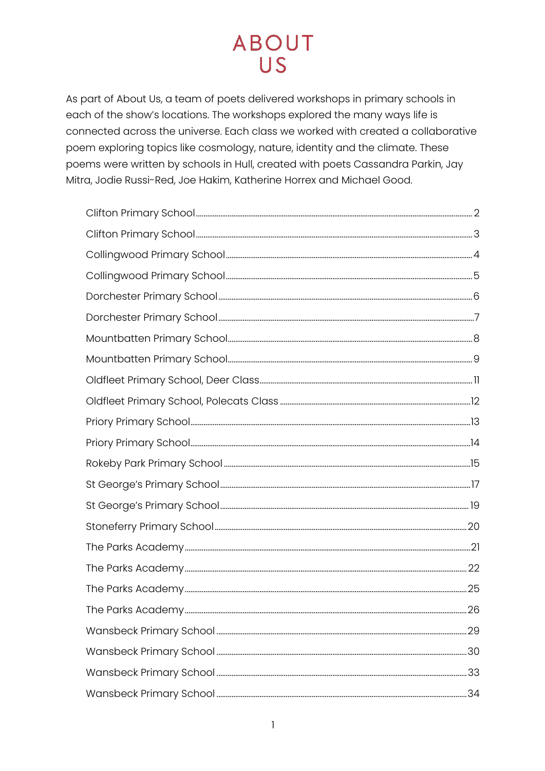# ABOUT US

As part of About Us, a team of poets delivered workshops in primary schools in each of the show's locations. The workshops explored the many ways life is connected across the universe. Each class we worked with created a collaborative poem exploring topics like cosmology, nature, identity and the climate. These poems were written by schools in Hull, created with poets Cassandra Parkin, Jay Mitra, Jodie Russi-Red, Joe Hakim, Katherine Horrex and Michael Good.

- Clifton Primary School ........ 2
- Clifton Primary School ........ 3
- Collingwood Primary School ........ 4
- Collingwood Primary School ........ 5
- Dorchester Primary School ........ 6
- Dorchester Primary School ........ 7
- Mountbatten Primary School ........ 8
- Mountbatten Primary School ........ 9
- Oldfleet Primary School, Deer Class ........ 11
- Oldfleet Primary School, Polecats Class ........ 12
- Priory Primary School ........ 13
- Priory Primary School ........ 14
- Rokeby Park Primary School ........ 15
- St George's Primary School ........ 17
- St George's Primary School ........ 19
- Stoneferry Primary School ........ 20
- The Parks Academy ........ 21
- The Parks Academy ........ 22
- The Parks Academy ........ 25
- The Parks Academy ........ 26
- Wansbeck Primary School ........ 29
- Wansbeck Primary School ........ 30
- Wansbeck Primary School ........ 33
- Wansbeck Primary School ........ 34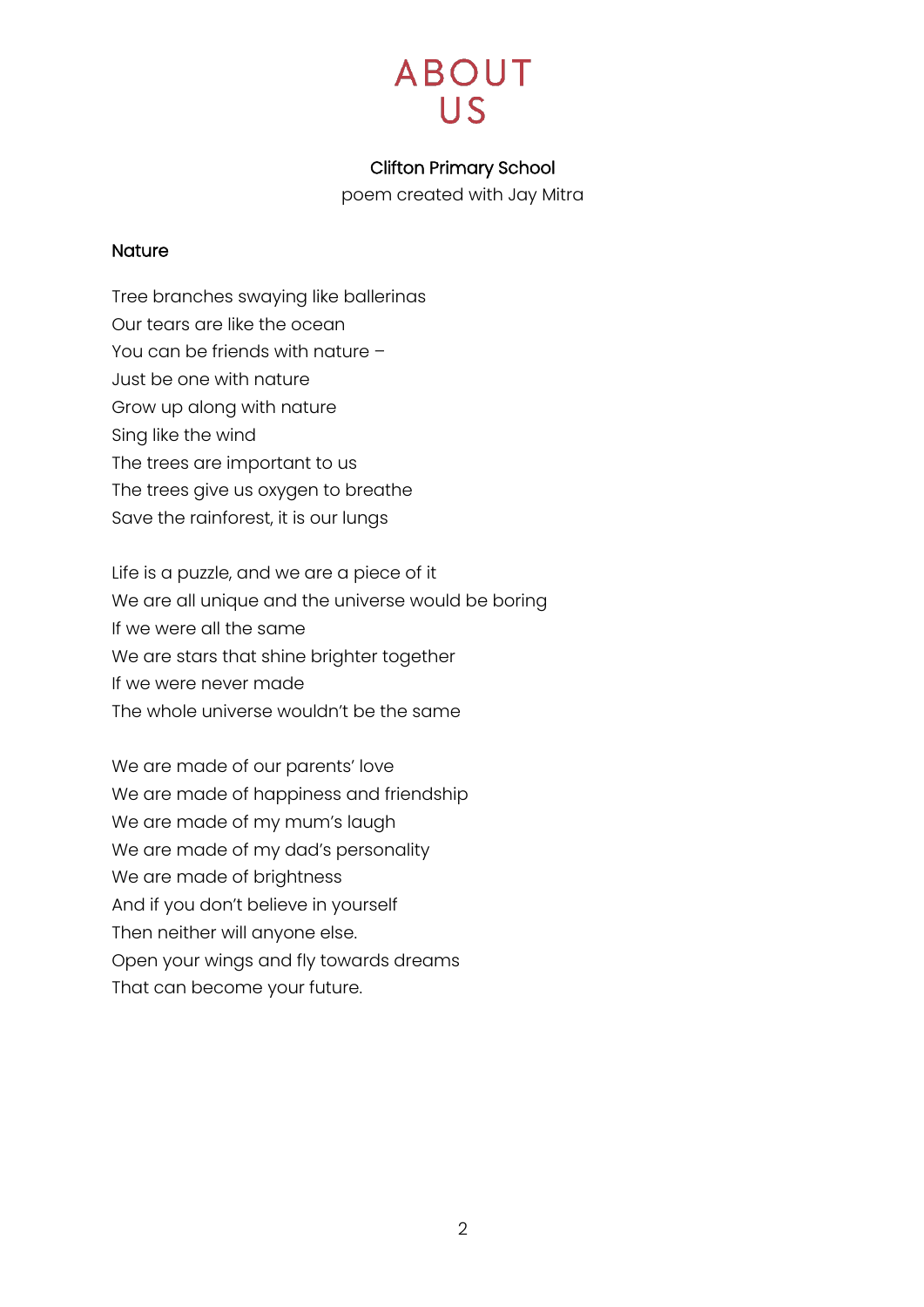# ABOUT US

**Clifton Primary School**
poem created with Jay Mitra

**Nature**

Tree branches swaying like ballerinas
Our tears are like the ocean
You can be friends with nature –
Just be one with nature
Grow up along with nature
Sing like the wind
The trees are important to us
The trees give us oxygen to breathe
Save the rainforest, it is our lungs

Life is a puzzle, and we are a piece of it
We are all unique and the universe would be boring
If we were all the same
We are stars that shine brighter together
If we were never made
The whole universe wouldn't be the same

We are made of our parents' love
We are made of happiness and friendship
We are made of my mum's laugh
We are made of my dad's personality
We are made of brightness
And if you don't believe in yourself
Then neither will anyone else.
Open your wings and fly towards dreams
That can become your future.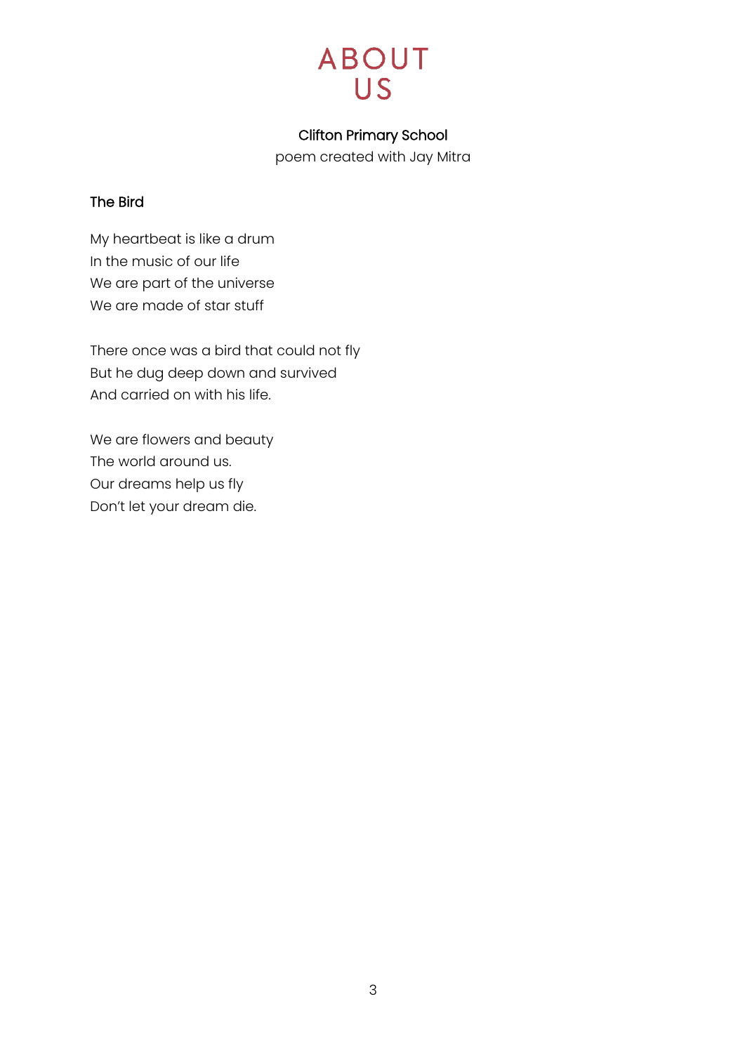# ABOUT US

**Clifton Primary School**

poem created with Jay Mitra

### The Bird

My heartbeat is like a drum
In the music of our life
We are part of the universe
We are made of star stuff

There once was a bird that could not fly
But he dug deep down and survived
And carried on with his life.

We are flowers and beauty
The world around us.
Our dreams help us fly
Don't let your dream die.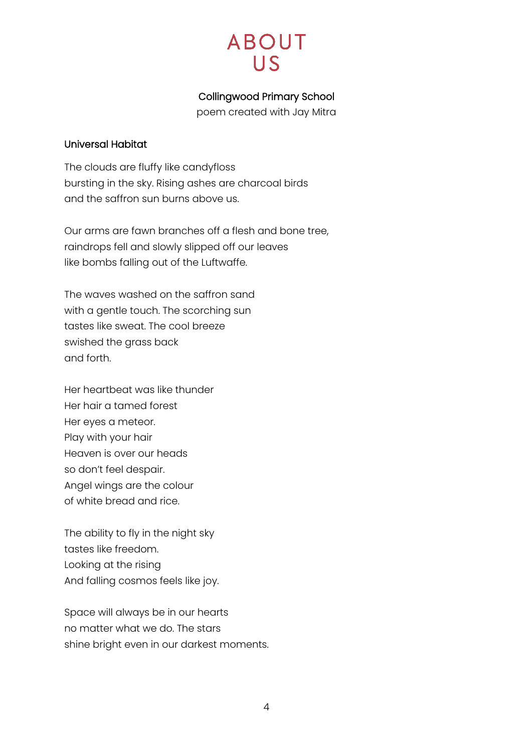# ABOUT US

**Collingwood Primary School**
poem created with Jay Mitra

**Universal Habitat**

The clouds are fluffy like candyfloss
bursting in the sky. Rising ashes are charcoal birds
and the saffron sun burns above us.

Our arms are fawn branches off a flesh and bone tree,
raindrops fell and slowly slipped off our leaves
like bombs falling out of the Luftwaffe.

The waves washed on the saffron sand
with a gentle touch. The scorching sun
tastes like sweat. The cool breeze
swished the grass back
and forth.

Her heartbeat was like thunder
Her hair a tamed forest
Her eyes a meteor.
Play with your hair
Heaven is over our heads
so don't feel despair.
Angel wings are the colour
of white bread and rice.

The ability to fly in the night sky
tastes like freedom.
Looking at the rising
And falling cosmos feels like joy.

Space will always be in our hearts
no matter what we do. The stars
shine bright even in our darkest moments.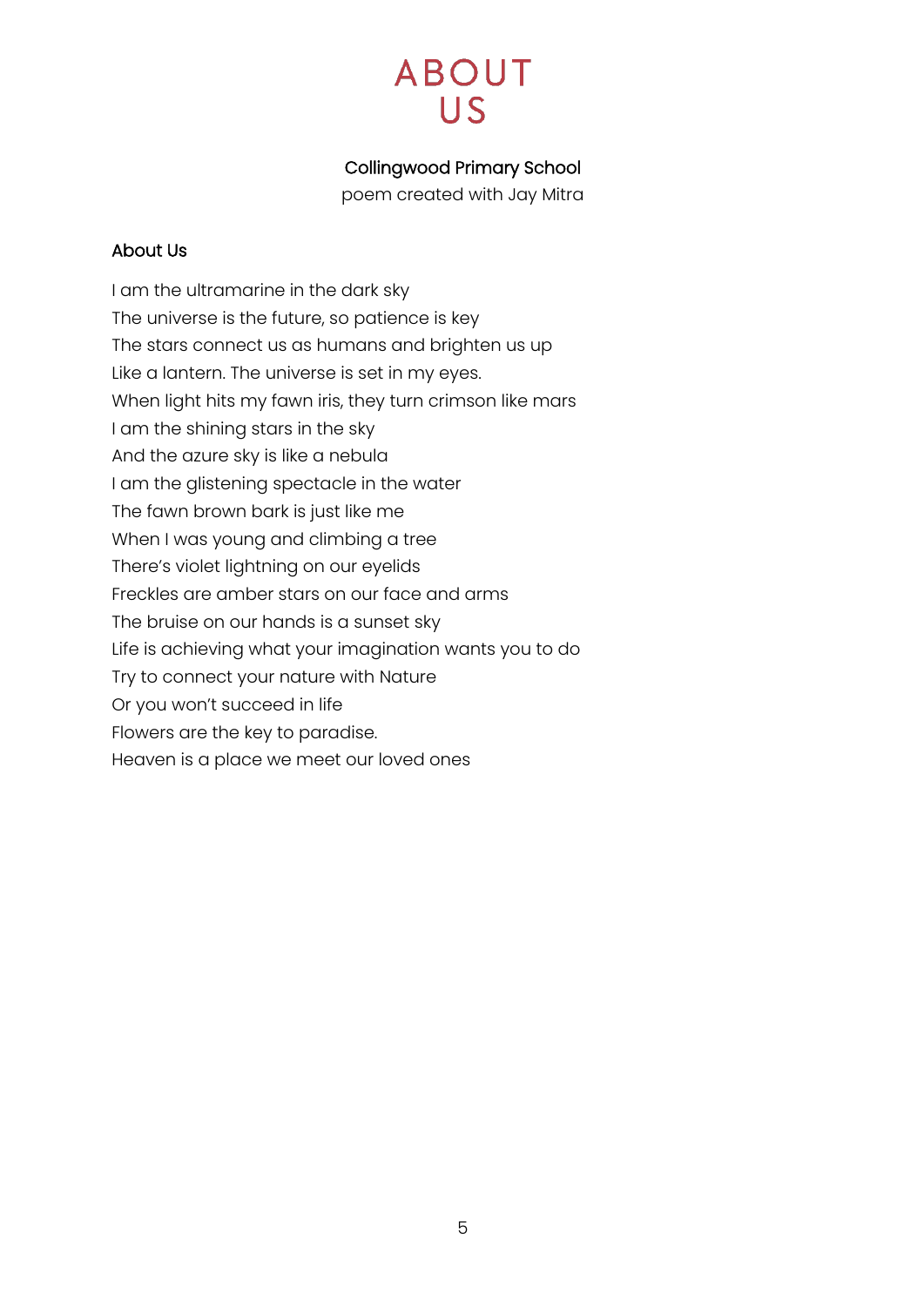# ABOUT US

**Collingwood Primary School**

poem created with Jay Mitra

## About Us

I am the ultramarine in the dark sky  
The universe is the future, so patience is key  
The stars connect us as humans and brighten us up  
Like a lantern. The universe is set in my eyes.  
When light hits my fawn iris, they turn crimson like mars  
I am the shining stars in the sky  
And the azure sky is like a nebula  
I am the glistening spectacle in the water  
The fawn brown bark is just like me  
When I was young and climbing a tree  
There's violet lightning on our eyelids  
Freckles are amber stars on our face and arms  
The bruise on our hands is a sunset sky  
Life is achieving what your imagination wants you to do  
Try to connect your nature with Nature  
Or you won't succeed in life  
Flowers are the key to paradise.  
Heaven is a place we meet our loved ones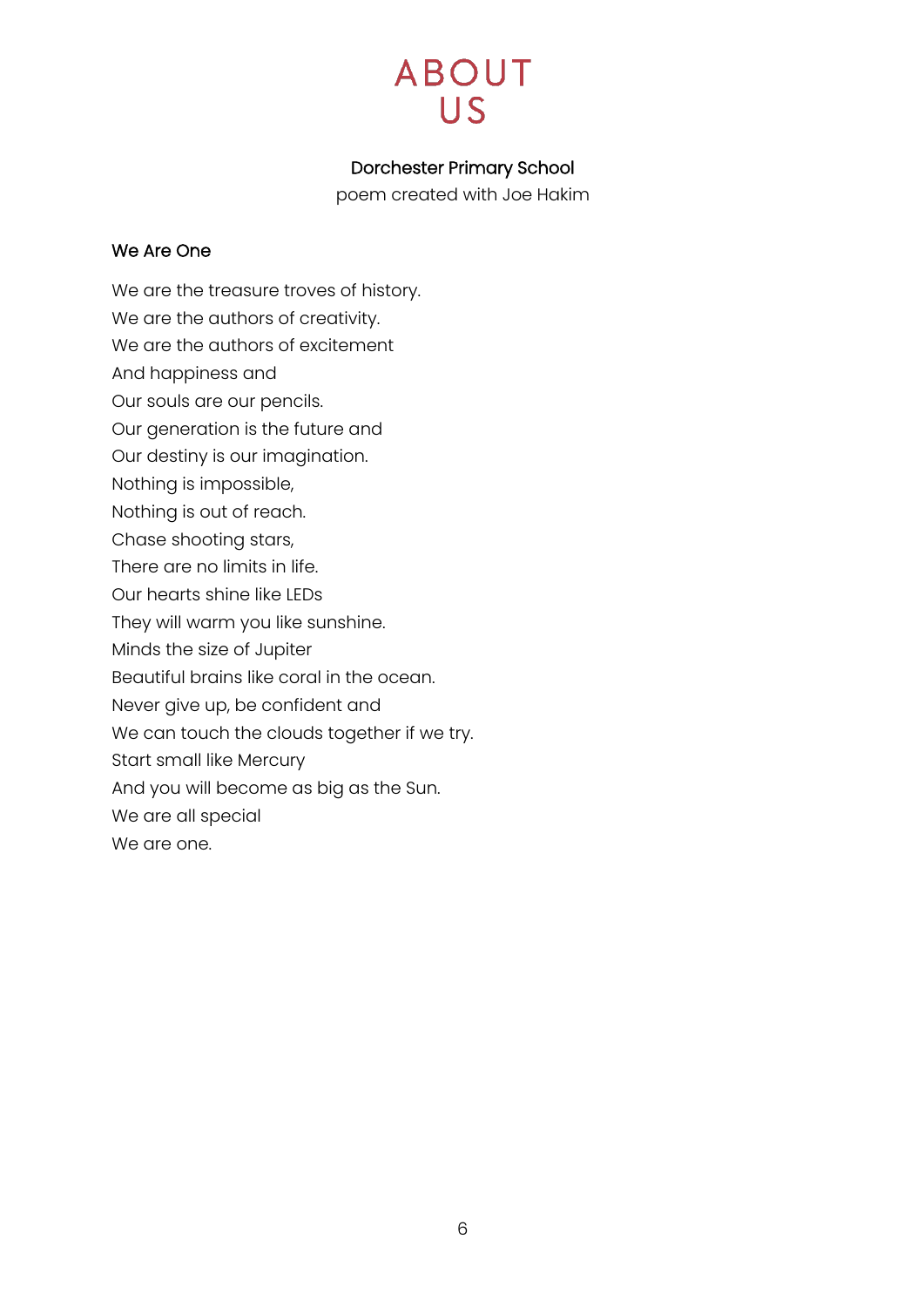# ABOUT US

**Dorchester Primary School**

poem created with Joe Hakim

**We Are One**

We are the treasure troves of history.
We are the authors of creativity.
We are the authors of excitement
And happiness and
Our souls are our pencils.
Our generation is the future and
Our destiny is our imagination.
Nothing is impossible,
Nothing is out of reach.
Chase shooting stars,
There are no limits in life.
Our hearts shine like LEDs
They will warm you like sunshine.
Minds the size of Jupiter
Beautiful brains like coral in the ocean.
Never give up, be confident and
We can touch the clouds together if we try.
Start small like Mercury
And you will become as big as the Sun.
We are all special
We are one.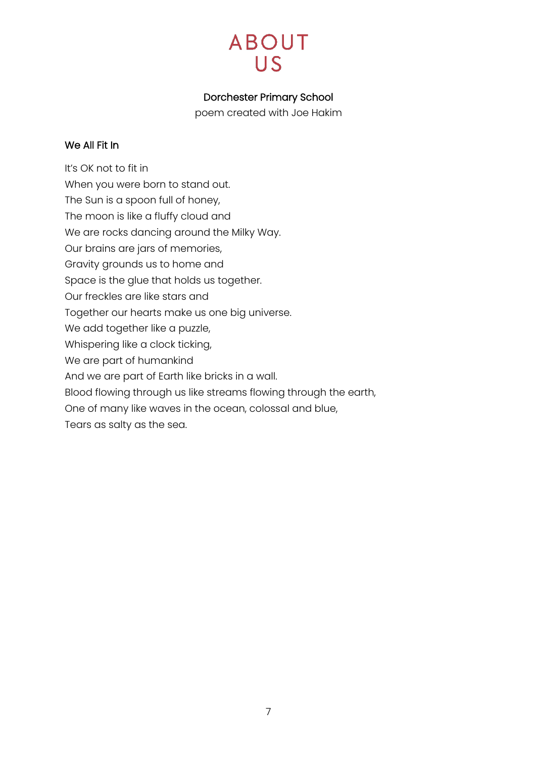# ABOUT US

**Dorchester Primary School**

poem created with Joe Hakim

## We All Fit In

It's OK not to fit in
When you were born to stand out.
The Sun is a spoon full of honey,
The moon is like a fluffy cloud and
We are rocks dancing around the Milky Way.
Our brains are jars of memories,
Gravity grounds us to home and
Space is the glue that holds us together.
Our freckles are like stars and
Together our hearts make us one big universe.
We add together like a puzzle,
Whispering like a clock ticking,
We are part of humankind
And we are part of Earth like bricks in a wall.
Blood flowing through us like streams flowing through the earth,
One of many like waves in the ocean, colossal and blue,
Tears as salty as the sea.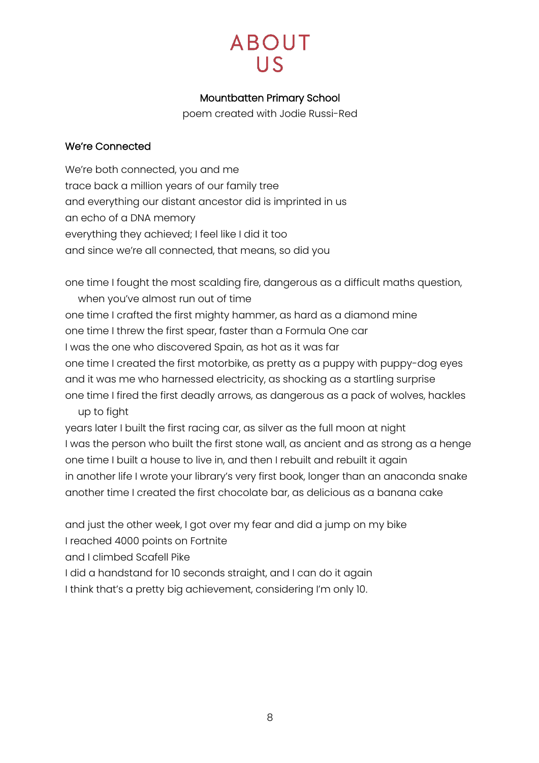# ABOUT US

**Mountbatten Primary School**

poem created with Jodie Russi-Red

## We're Connected

We're both connected, you and me
trace back a million years of our family tree
and everything our distant ancestor did is imprinted in us
an echo of a DNA memory
everything they achieved; I feel like I did it too
and since we're all connected, that means, so did you

one time I fought the most scalding fire, dangerous as a difficult maths question, when you've almost run out of time
one time I crafted the first mighty hammer, as hard as a diamond mine
one time I threw the first spear, faster than a Formula One car
I was the one who discovered Spain, as hot as it was far
one time I created the first motorbike, as pretty as a puppy with puppy-dog eyes
and it was me who harnessed electricity, as shocking as a startling surprise
one time I fired the first deadly arrows, as dangerous as a pack of wolves, hackles up to fight
years later I built the first racing car, as silver as the full moon at night
I was the person who built the first stone wall, as ancient and as strong as a henge
one time I built a house to live in, and then I rebuilt and rebuilt it again
in another life I wrote your library's very first book, longer than an anaconda snake
another time I created the first chocolate bar, as delicious as a banana cake

and just the other week, I got over my fear and did a jump on my bike
I reached 4000 points on Fortnite
and I climbed Scafell Pike
I did a handstand for 10 seconds straight, and I can do it again
I think that's a pretty big achievement, considering I'm only 10.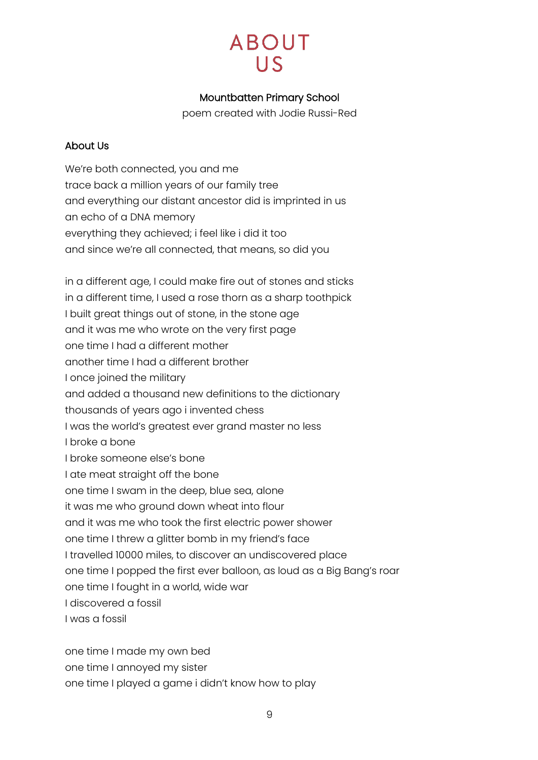# ABOUT US

**Mountbatten Primary School**

poem created with Jodie Russi-Red

**About Us**

We're both connected, you and me  
trace back a million years of our family tree  
and everything our distant ancestor did is imprinted in us  
an echo of a DNA memory  
everything they achieved; i feel like i did it too  
and since we're all connected, that means, so did you

in a different age, I could make fire out of stones and sticks  
in a different time, I used a rose thorn as a sharp toothpick  
I built great things out of stone, in the stone age  
and it was me who wrote on the very first page  
one time I had a different mother  
another time I had a different brother  
I once joined the military  
and added a thousand new definitions to the dictionary  
thousands of years ago i invented chess  
I was the world's greatest ever grand master no less  
I broke a bone  
I broke someone else's bone  
I ate meat straight off the bone  
one time I swam in the deep, blue sea, alone  
it was me who ground down wheat into flour  
and it was me who took the first electric power shower  
one time I threw a glitter bomb in my friend's face  
I travelled 10000 miles, to discover an undiscovered place  
one time I popped the first ever balloon, as loud as a Big Bang's roar  
one time I fought in a world, wide war  
I discovered a fossil  
I was a fossil

one time I made my own bed  
one time I annoyed my sister  
one time I played a game i didn't know how to play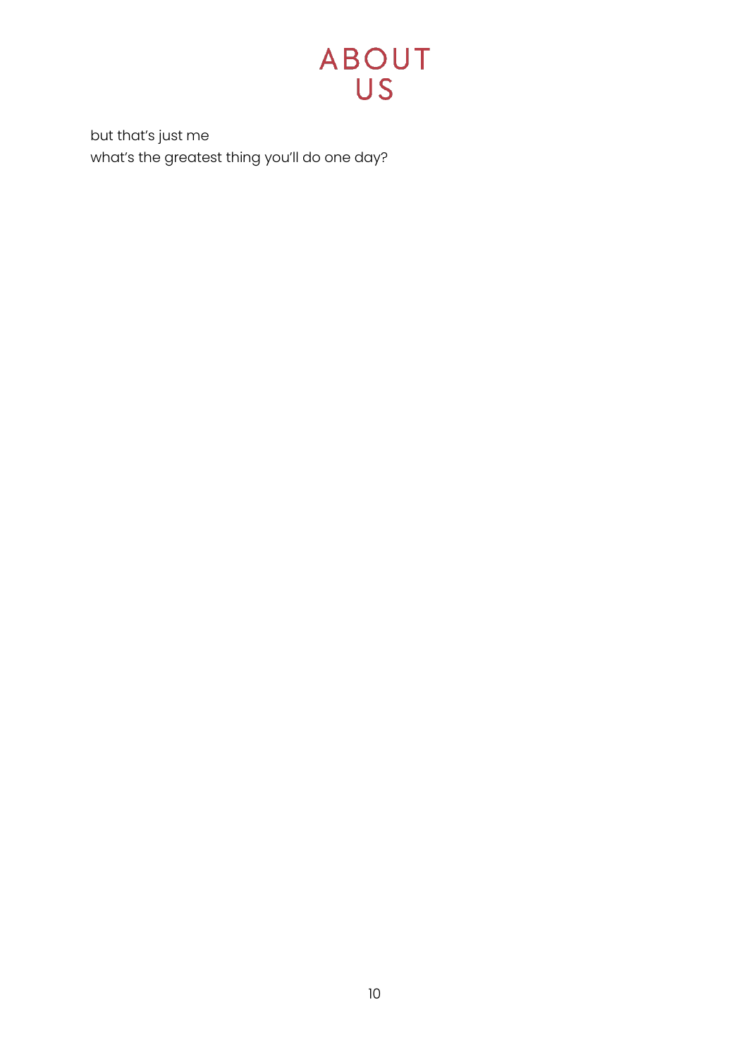# ABOUT US

but that's just me
what's the greatest thing you'll do one day?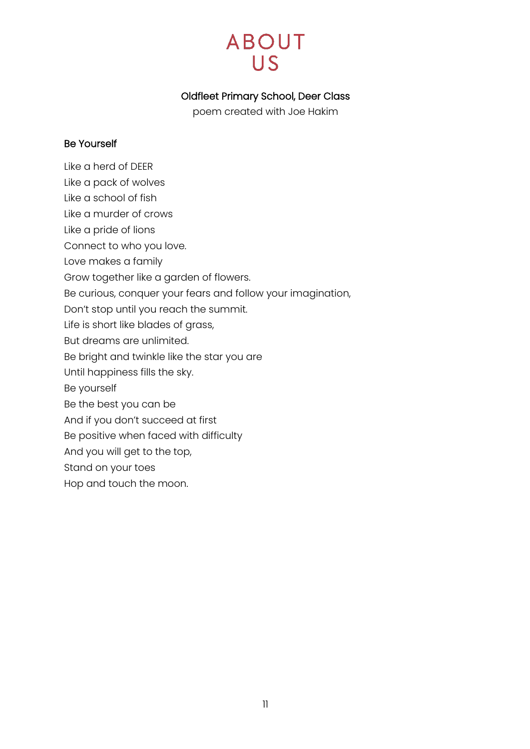# ABOUT US

**Oldfleet Primary School, Deer Class**

poem created with Joe Hakim

### Be Yourself

Like a herd of DEER
Like a pack of wolves
Like a school of fish
Like a murder of crows
Like a pride of lions
Connect to who you love.
Love makes a family
Grow together like a garden of flowers.
Be curious, conquer your fears and follow your imagination,
Don't stop until you reach the summit.
Life is short like blades of grass,
But dreams are unlimited.
Be bright and twinkle like the star you are
Until happiness fills the sky.
Be yourself
Be the best you can be
And if you don't succeed at first
Be positive when faced with difficulty
And you will get to the top,
Stand on your toes
Hop and touch the moon.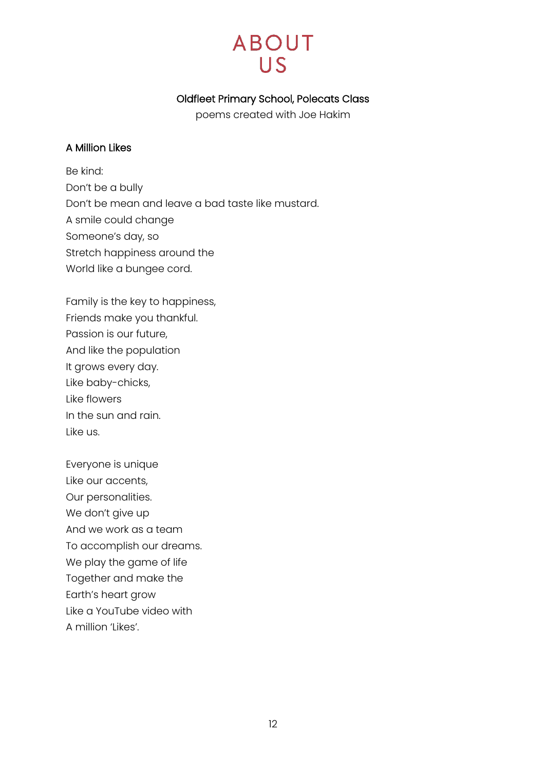# ABOUT US

**Oldfleet Primary School, Polecats Class**

poems created with Joe Hakim

### A Million Likes

Be kind:  
Don't be a bully  
Don't be mean and leave a bad taste like mustard.  
A smile could change  
Someone's day, so  
Stretch happiness around the  
World like a bungee cord.

Family is the key to happiness,  
Friends make you thankful.  
Passion is our future,  
And like the population  
It grows every day.  
Like baby-chicks,  
Like flowers  
In the sun and rain.  
Like us.

Everyone is unique  
Like our accents,  
Our personalities.  
We don't give up  
And we work as a team  
To accomplish our dreams.  
We play the game of life  
Together and make the  
Earth's heart grow  
Like a YouTube video with  
A million 'Likes'.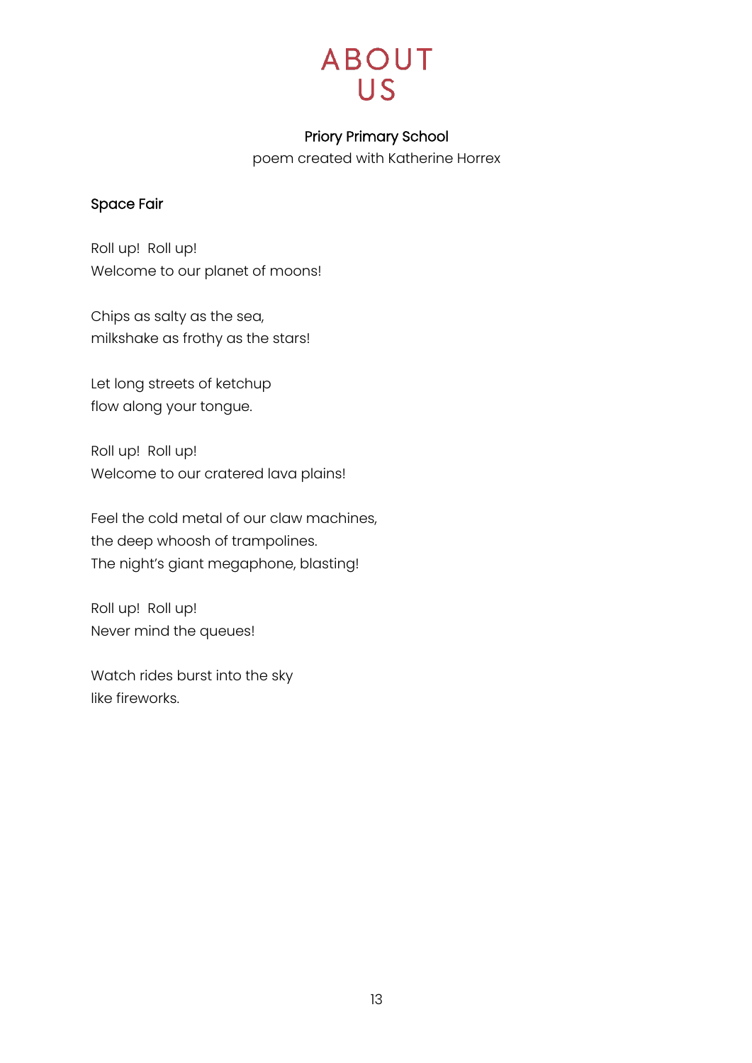# ABOUT US

**Priory Primary School**

poem created with Katherine Horrex

**Space Fair**

Roll up! Roll up!  
Welcome to our planet of moons!

Chips as salty as the sea,  
milkshake as frothy as the stars!

Let long streets of ketchup  
flow along your tongue.

Roll up! Roll up!  
Welcome to our cratered lava plains!

Feel the cold metal of our claw machines,  
the deep whoosh of trampolines.  
The night's giant megaphone, blasting!

Roll up! Roll up!  
Never mind the queues!

Watch rides burst into the sky  
like fireworks.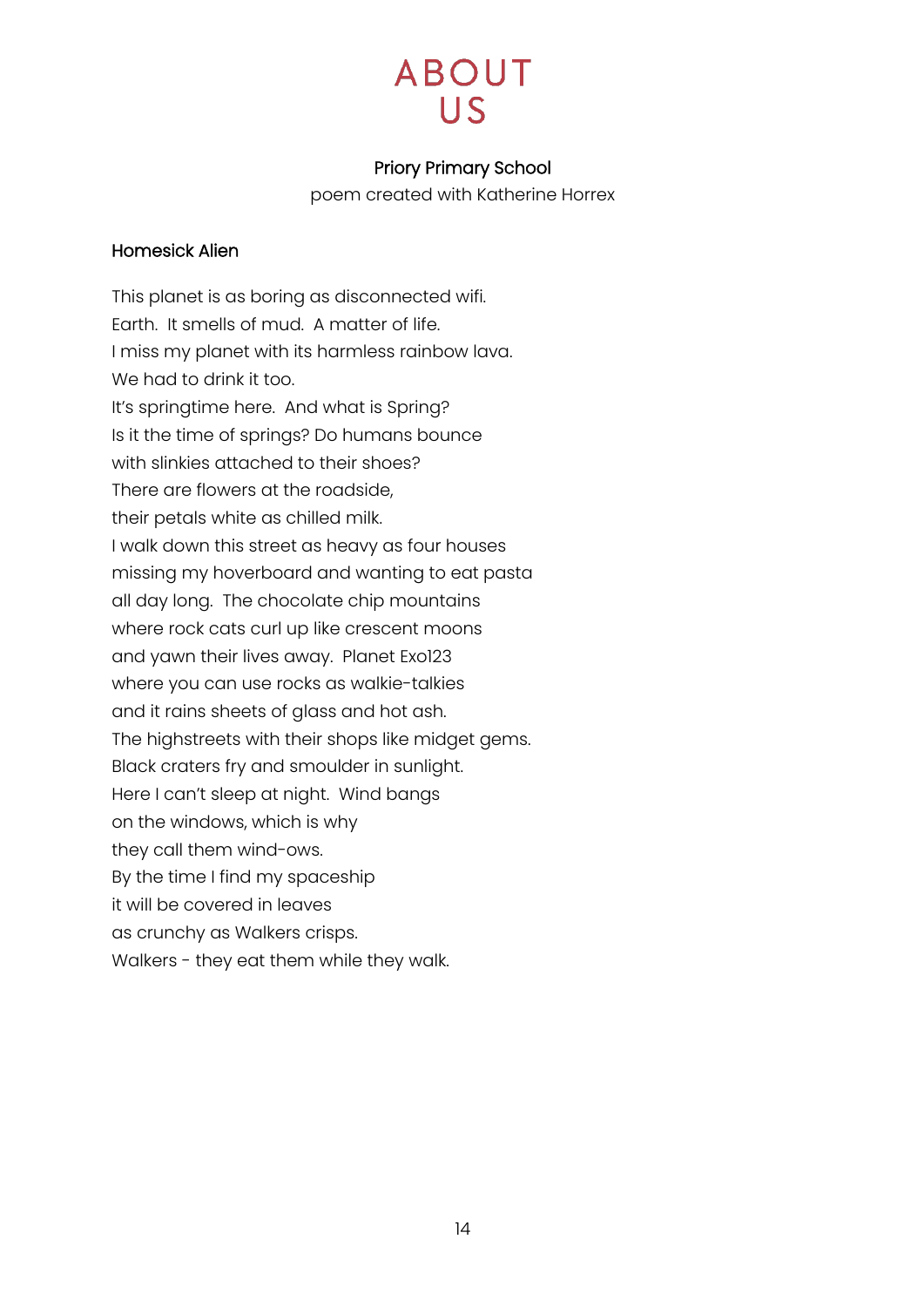# ABOUT US

Priory Primary School

poem created with Katherine Horrex

### Homesick Alien

This planet is as boring as disconnected wifi.  
Earth.  It smells of mud.  A matter of life.  
I miss my planet with its harmless rainbow lava.  
We had to drink it too.  
It's springtime here.  And what is Spring?  
Is it the time of springs? Do humans bounce  
with slinkies attached to their shoes?  
There are flowers at the roadside,  
their petals white as chilled milk.  
I walk down this street as heavy as four houses  
missing my hoverboard and wanting to eat pasta  
all day long.  The chocolate chip mountains  
where rock cats curl up like crescent moons  
and yawn their lives away.  Planet Exo123  
where you can use rocks as walkie-talkies  
and it rains sheets of glass and hot ash.  
The highstreets with their shops like midget gems.  
Black craters fry and smoulder in sunlight.  
Here I can't sleep at night.  Wind bangs  
on the windows, which is why  
they call them wind-ows.  
By the time I find my spaceship  
it will be covered in leaves  
as crunchy as Walkers crisps.  
Walkers - they eat them while they walk.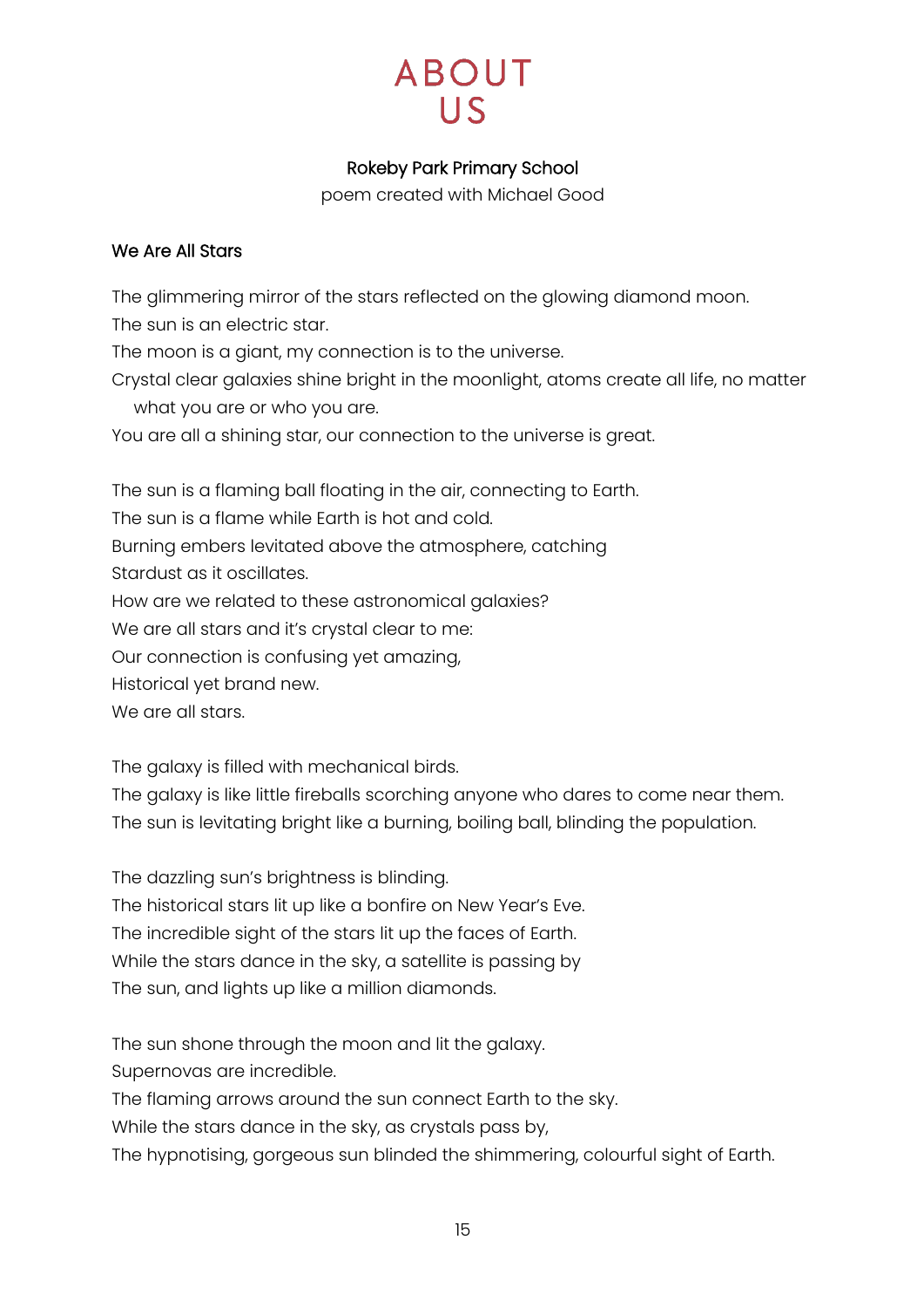# ABOUT US

**Rokeby Park Primary School**

poem created with Michael Good

**We Are All Stars**

The glimmering mirror of the stars reflected on the glowing diamond moon.
The sun is an electric star.
The moon is a giant, my connection is to the universe.
Crystal clear galaxies shine bright in the moonlight, atoms create all life, no matter what you are or who you are.
You are all a shining star, our connection to the universe is great.

The sun is a flaming ball floating in the air, connecting to Earth.
The sun is a flame while Earth is hot and cold.
Burning embers levitated above the atmosphere, catching
Stardust as it oscillates.
How are we related to these astronomical galaxies?
We are all stars and it's crystal clear to me:
Our connection is confusing yet amazing,
Historical yet brand new.
We are all stars.

The galaxy is filled with mechanical birds.
The galaxy is like little fireballs scorching anyone who dares to come near them.
The sun is levitating bright like a burning, boiling ball, blinding the population.

The dazzling sun's brightness is blinding.
The historical stars lit up like a bonfire on New Year's Eve.
The incredible sight of the stars lit up the faces of Earth.
While the stars dance in the sky, a satellite is passing by
The sun, and lights up like a million diamonds.

The sun shone through the moon and lit the galaxy.
Supernovas are incredible.
The flaming arrows around the sun connect Earth to the sky.
While the stars dance in the sky, as crystals pass by,
The hypnotising, gorgeous sun blinded the shimmering, colourful sight of Earth.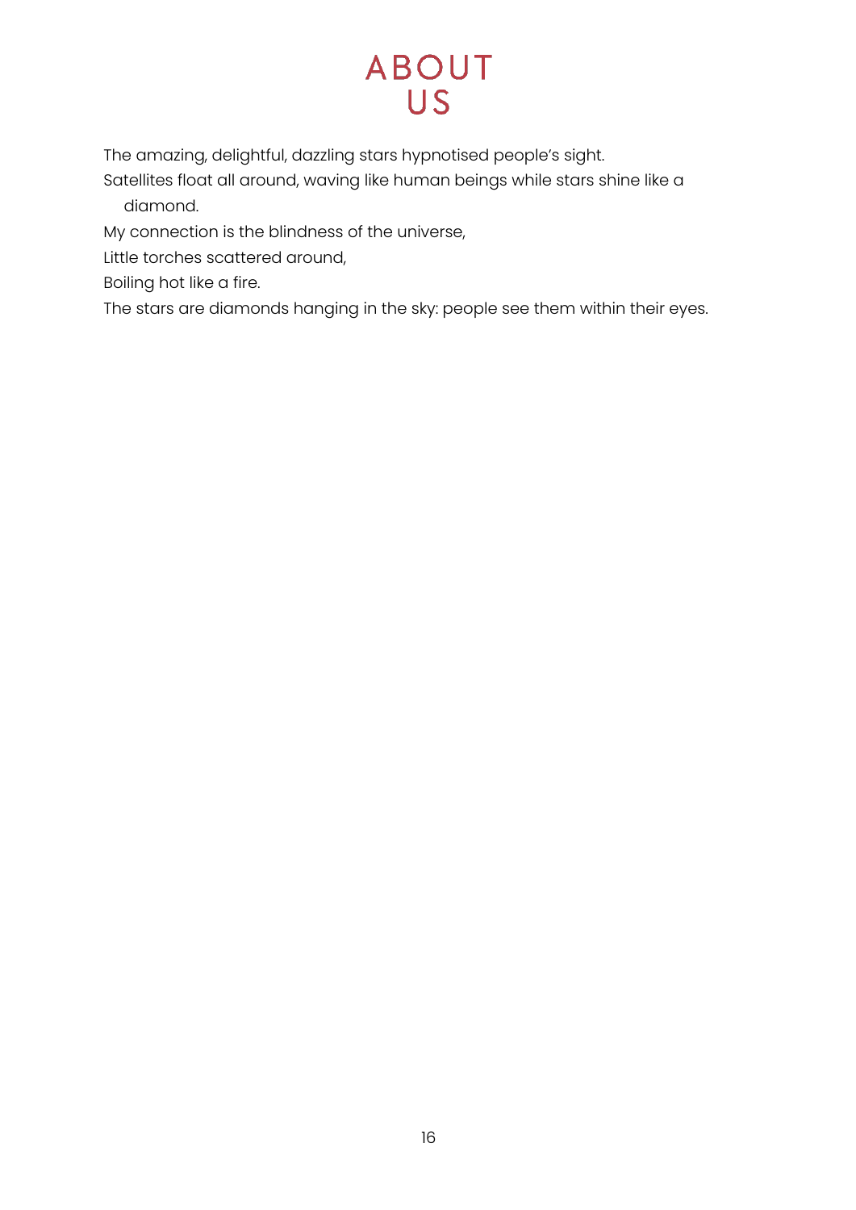# ABOUT US

The amazing, delightful, dazzling stars hypnotised people's sight.

Satellites float all around, waving like human beings while stars shine like a diamond.

My connection is the blindness of the universe,

Little torches scattered around,

Boiling hot like a fire.

The stars are diamonds hanging in the sky: people see them within their eyes.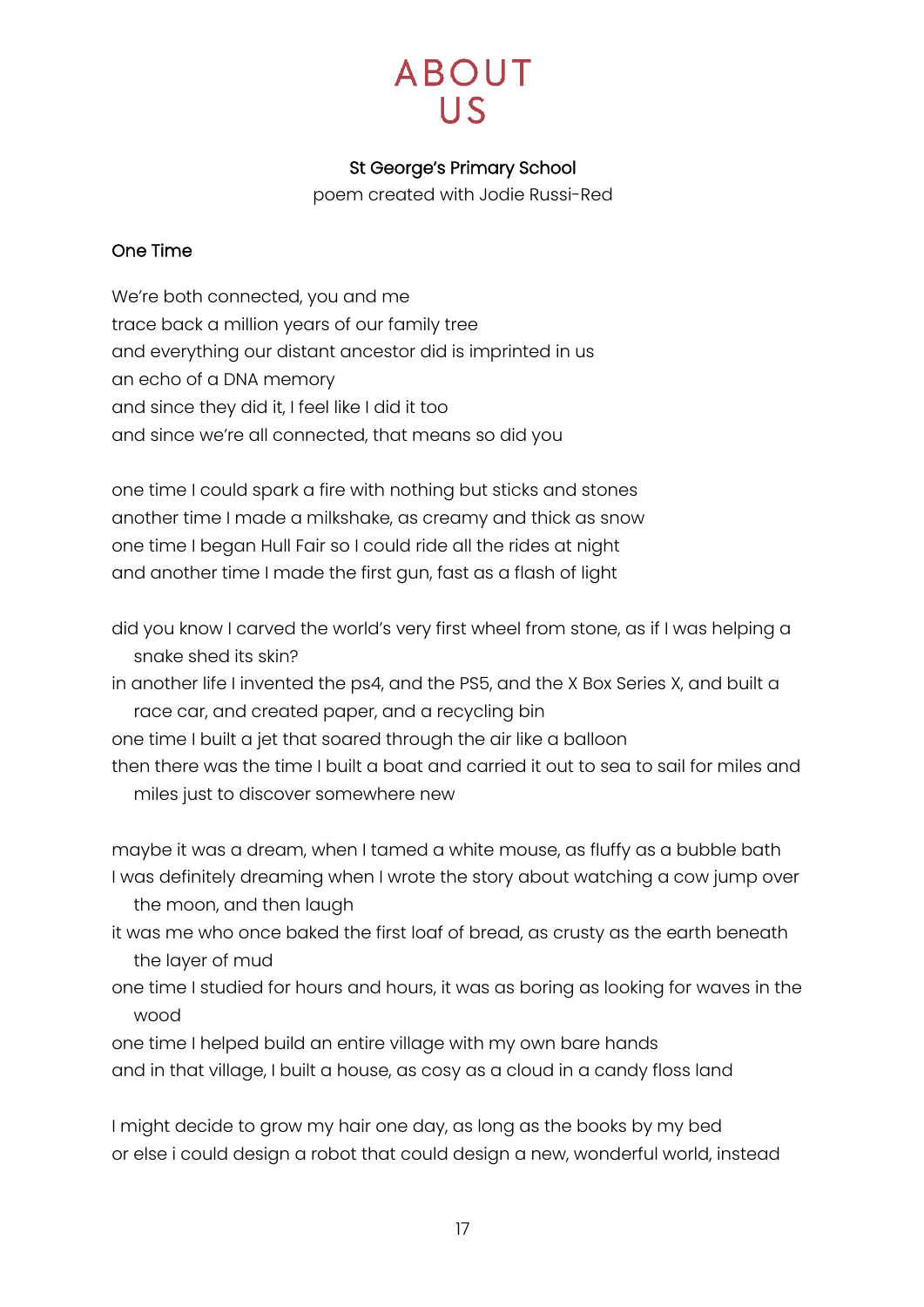# ABOUT US

**St George's Primary School**
poem created with Jodie Russi-Red

**One Time**

We're both connected, you and me
trace back a million years of our family tree
and everything our distant ancestor did is imprinted in us
an echo of a DNA memory
and since they did it, I feel like I did it too
and since we're all connected, that means so did you

one time I could spark a fire with nothing but sticks and stones
another time I made a milkshake, as creamy and thick as snow
one time I began Hull Fair so I could ride all the rides at night
and another time I made the first gun, fast as a flash of light

did you know I carved the world's very first wheel from stone, as if I was helping a snake shed its skin?
in another life I invented the ps4, and the PS5, and the X Box Series X, and built a race car, and created paper, and a recycling bin
one time I built a jet that soared through the air like a balloon
then there was the time I built a boat and carried it out to sea to sail for miles and miles just to discover somewhere new

maybe it was a dream, when I tamed a white mouse, as fluffy as a bubble bath
I was definitely dreaming when I wrote the story about watching a cow jump over the moon, and then laugh
it was me who once baked the first loaf of bread, as crusty as the earth beneath the layer of mud
one time I studied for hours and hours, it was as boring as looking for waves in the wood
one time I helped build an entire village with my own bare hands
and in that village, I built a house, as cosy as a cloud in a candy floss land

I might decide to grow my hair one day, as long as the books by my bed
or else i could design a robot that could design a new, wonderful world, instead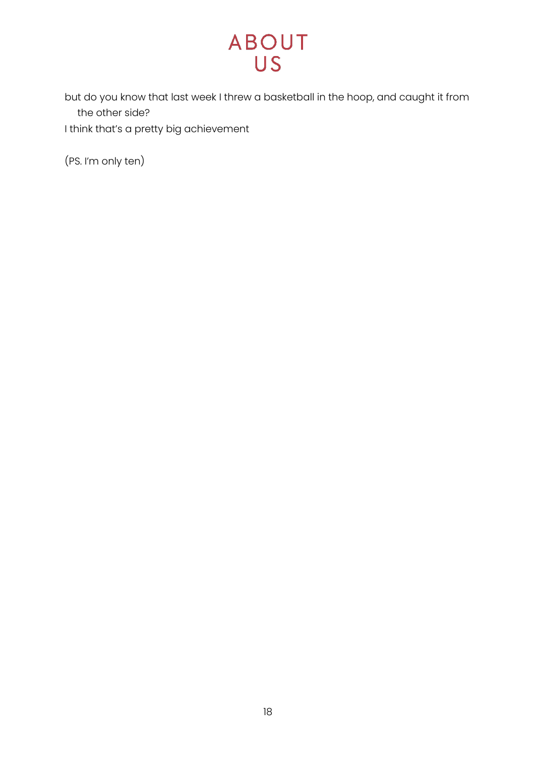# ABOUT US

but do you know that last week I threw a basketball in the hoop, and caught it from the other side?

I think that's a pretty big achievement

(PS. I'm only ten)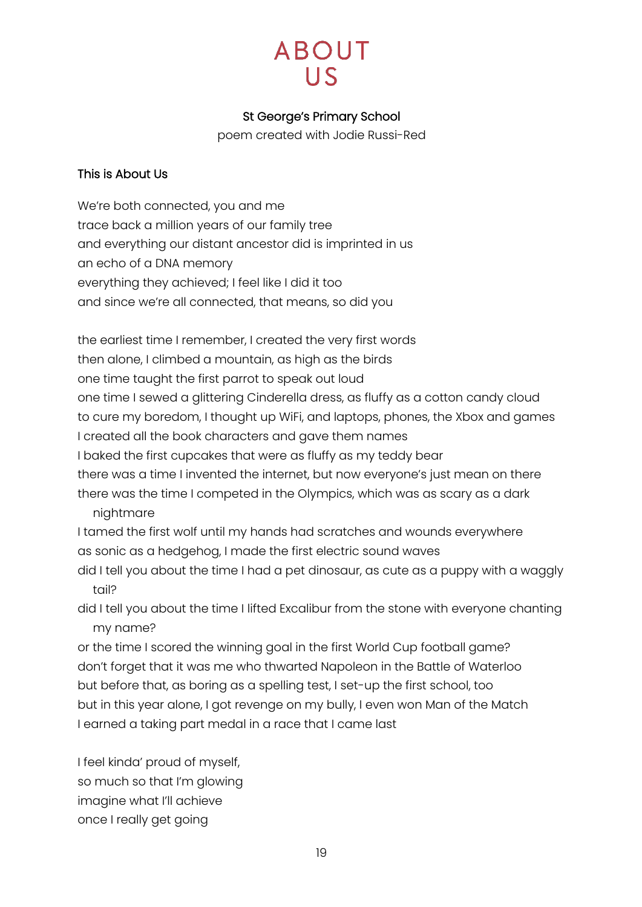# ABOUT US

**St George's Primary School**

poem created with Jodie Russi-Red

**This is About Us**

We're both connected, you and me
trace back a million years of our family tree
and everything our distant ancestor did is imprinted in us
an echo of a DNA memory
everything they achieved; I feel like I did it too
and since we're all connected, that means, so did you

the earliest time I remember, I created the very first words
then alone, I climbed a mountain, as high as the birds
one time taught the first parrot to speak out loud
one time I sewed a glittering Cinderella dress, as fluffy as a cotton candy cloud
to cure my boredom, I thought up WiFi, and laptops, phones, the Xbox and games
I created all the book characters and gave them names
I baked the first cupcakes that were as fluffy as my teddy bear
there was a time I invented the internet, but now everyone's just mean on there
there was the time I competed in the Olympics, which was as scary as a dark nightmare
I tamed the first wolf until my hands had scratches and wounds everywhere
as sonic as a hedgehog, I made the first electric sound waves
did I tell you about the time I had a pet dinosaur, as cute as a puppy with a waggly tail?
did I tell you about the time I lifted Excalibur from the stone with everyone chanting my name?
or the time I scored the winning goal in the first World Cup football game?
don't forget that it was me who thwarted Napoleon in the Battle of Waterloo
but before that, as boring as a spelling test, I set-up the first school, too
but in this year alone, I got revenge on my bully, I even won Man of the Match
I earned a taking part medal in a race that I came last

I feel kinda' proud of myself,
so much so that I'm glowing
imagine what I'll achieve
once I really get going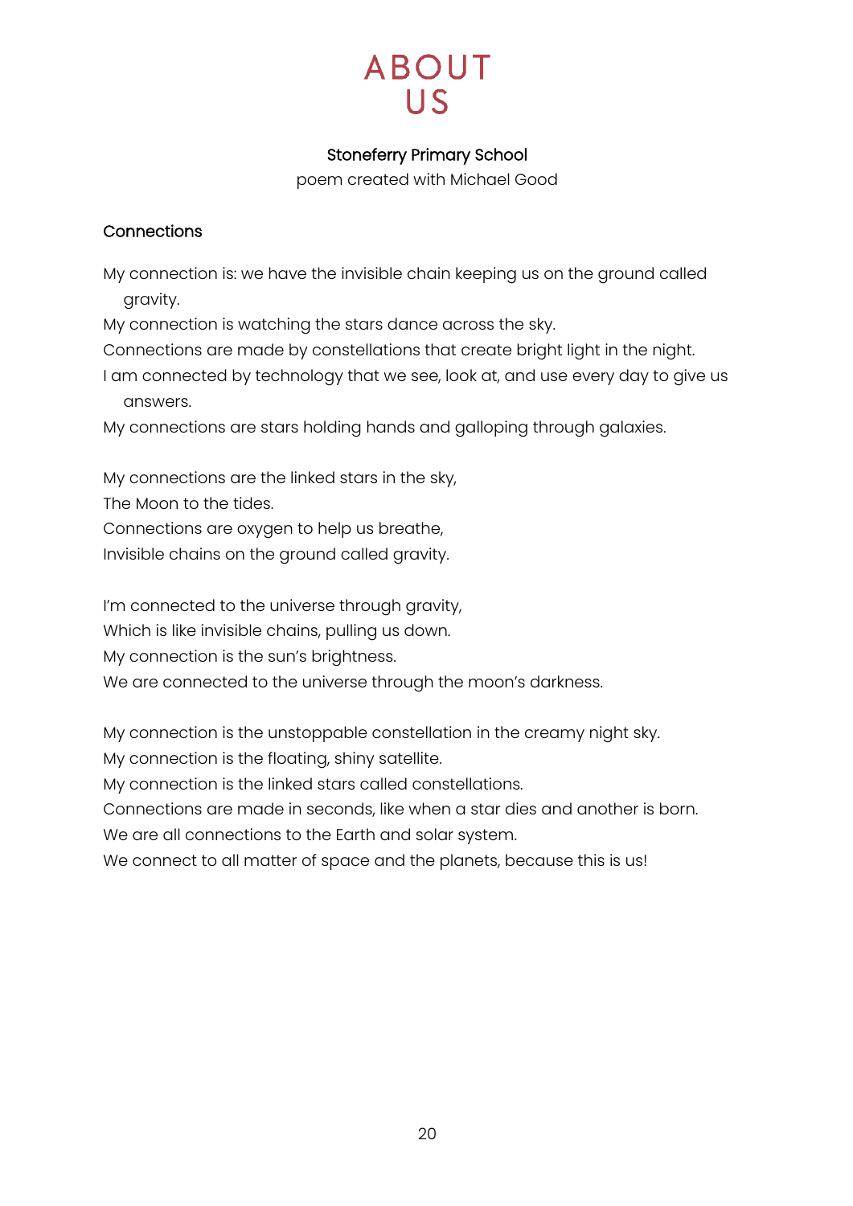# ABOUT US

**Stoneferry Primary School**

poem created with Michael Good

**Connections**

My connection is: we have the invisible chain keeping us on the ground called gravity.
My connection is watching the stars dance across the sky.
Connections are made by constellations that create bright light in the night.
I am connected by technology that we see, look at, and use every day to give us answers.
My connections are stars holding hands and galloping through galaxies.

My connections are the linked stars in the sky,
The Moon to the tides.
Connections are oxygen to help us breathe,
Invisible chains on the ground called gravity.

I'm connected to the universe through gravity,
Which is like invisible chains, pulling us down.
My connection is the sun's brightness.
We are connected to the universe through the moon's darkness.

My connection is the unstoppable constellation in the creamy night sky.
My connection is the floating, shiny satellite.
My connection is the linked stars called constellations.
Connections are made in seconds, like when a star dies and another is born.
We are all connections to the Earth and solar system.
We connect to all matter of space and the planets, because this is us!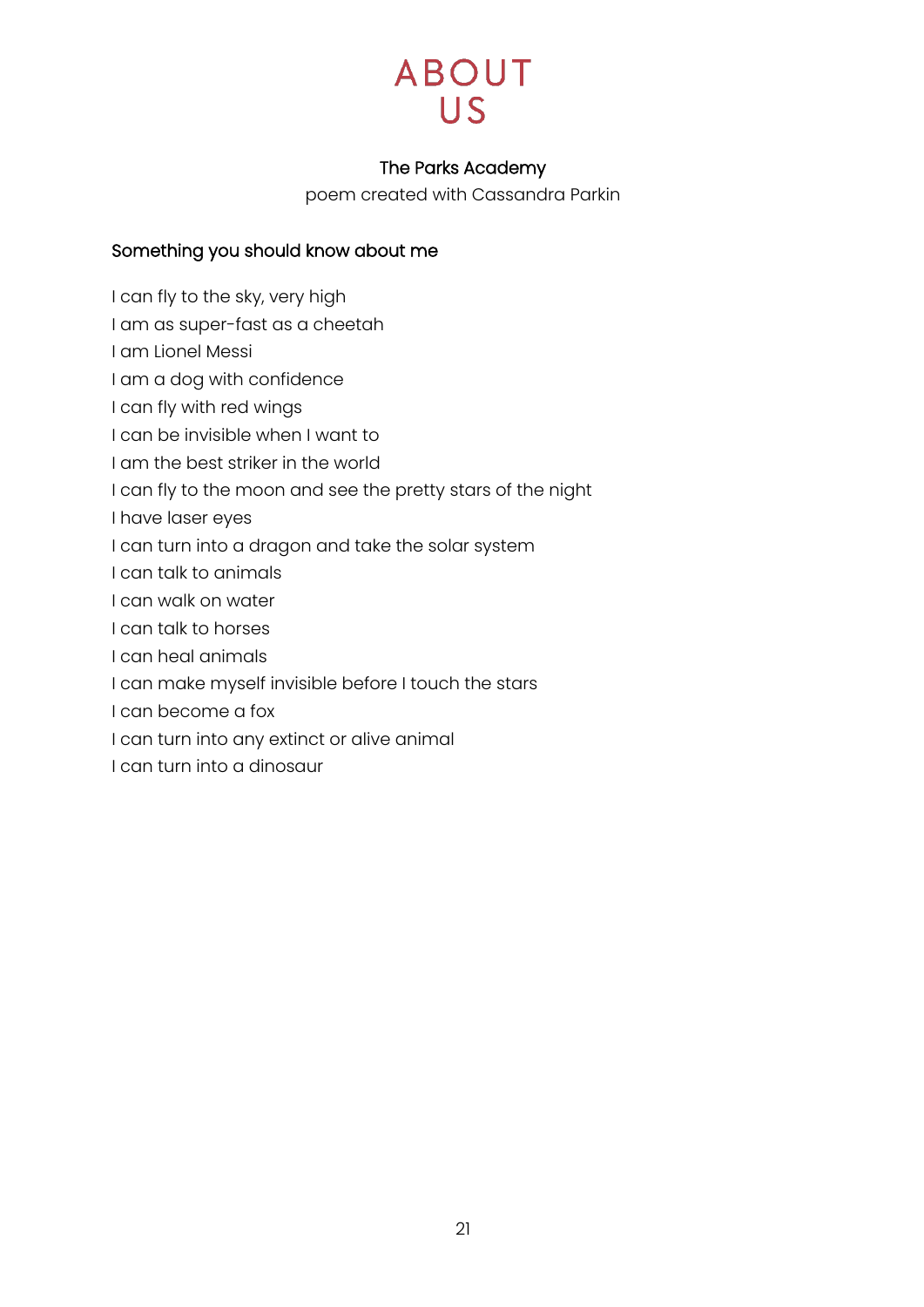# ABOUT US

**The Parks Academy**

poem created with Cassandra Parkin

## Something you should know about me

I can fly to the sky, very high
I am as super-fast as a cheetah
I am Lionel Messi
I am a dog with confidence
I can fly with red wings
I can be invisible when I want to
I am the best striker in the world
I can fly to the moon and see the pretty stars of the night
I have laser eyes
I can turn into a dragon and take the solar system
I can talk to animals
I can walk on water
I can talk to horses
I can heal animals
I can make myself invisible before I touch the stars
I can become a fox
I can turn into any extinct or alive animal
I can turn into a dinosaur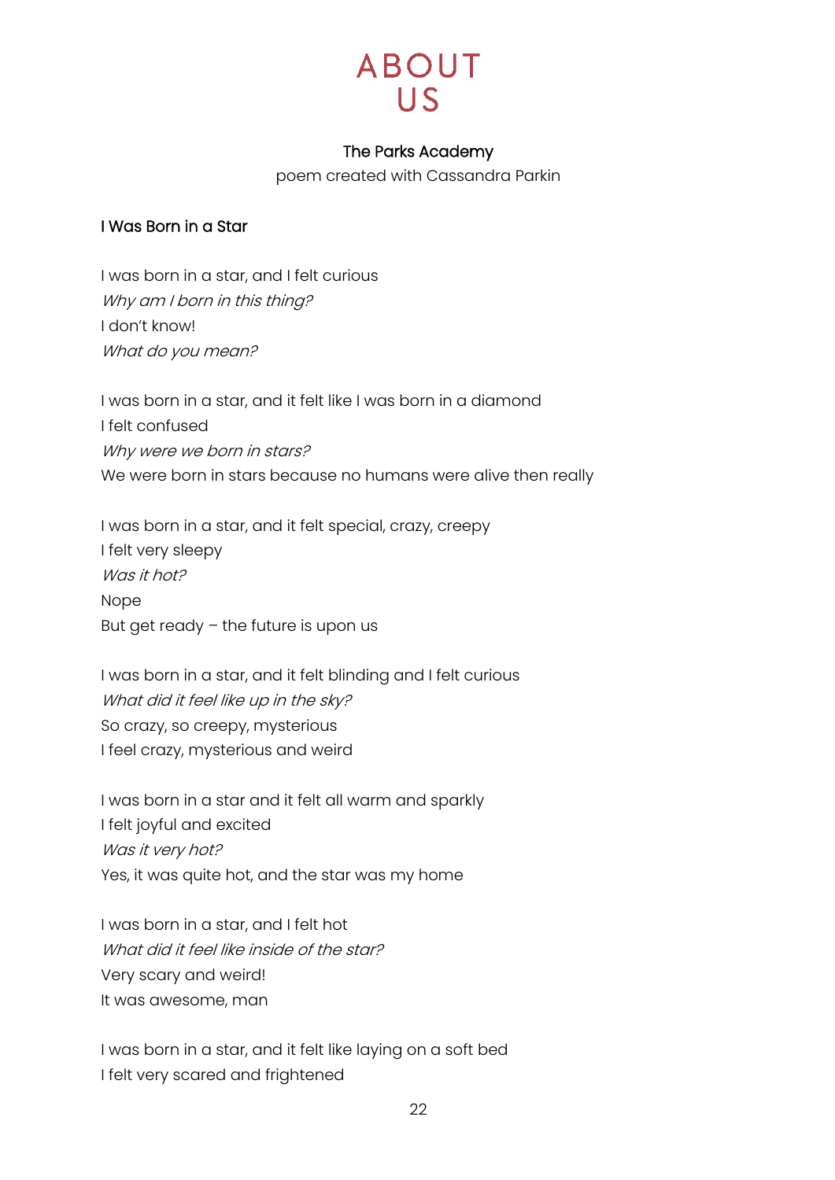# ABOUT US

### The Parks Academy

poem created with Cassandra Parkin

### I Was Born in a Star

I was born in a star, and I felt curious  
*Why am I born in this thing?*  
I don't know!  
*What do you mean?*

I was born in a star, and it felt like I was born in a diamond  
I felt confused  
*Why were we born in stars?*  
We were born in stars because no humans were alive then really

I was born in a star, and it felt special, crazy, creepy  
I felt very sleepy  
*Was it hot?*  
Nope  
But get ready – the future is upon us

I was born in a star, and it felt blinding and I felt curious  
*What did it feel like up in the sky?*  
So crazy, so creepy, mysterious  
I feel crazy, mysterious and weird

I was born in a star and it felt all warm and sparkly  
I felt joyful and excited  
*Was it very hot?*  
Yes, it was quite hot, and the star was my home

I was born in a star, and I felt hot  
*What did it feel like inside of the star?*  
Very scary and weird!  
It was awesome, man

I was born in a star, and it felt like laying on a soft bed  
I felt very scared and frightened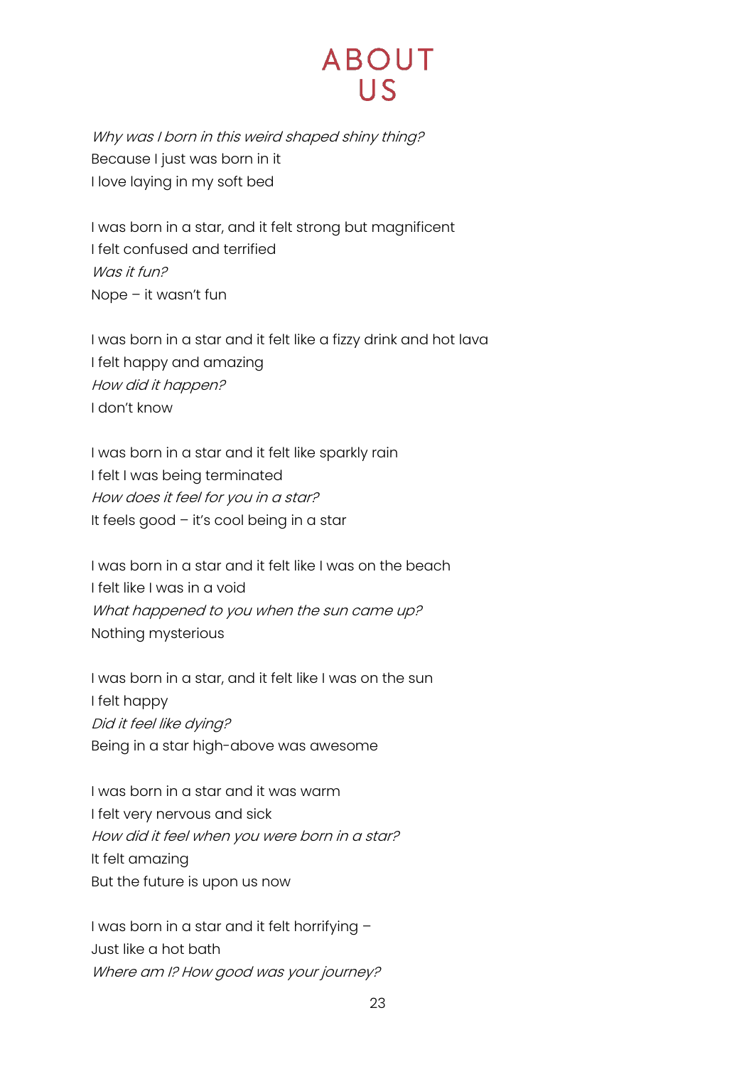# ABOUT US

*Why was I born in this weird shaped shiny thing?*
Because I just was born in it
I love laying in my soft bed

I was born in a star, and it felt strong but magnificent
I felt confused and terrified
*Was it fun?*
Nope – it wasn't fun

I was born in a star and it felt like a fizzy drink and hot lava
I felt happy and amazing
*How did it happen?*
I don't know

I was born in a star and it felt like sparkly rain
I felt I was being terminated
*How does it feel for you in a star?*
It feels good – it's cool being in a star

I was born in a star and it felt like I was on the beach
I felt like I was in a void
*What happened to you when the sun came up?*
Nothing mysterious

I was born in a star, and it felt like I was on the sun
I felt happy
*Did it feel like dying?*
Being in a star high-above was awesome

I was born in a star and it was warm
I felt very nervous and sick
*How did it feel when you were born in a star?*
It felt amazing
But the future is upon us now

I was born in a star and it felt horrifying –
Just like a hot bath
*Where am I? How good was your journey?*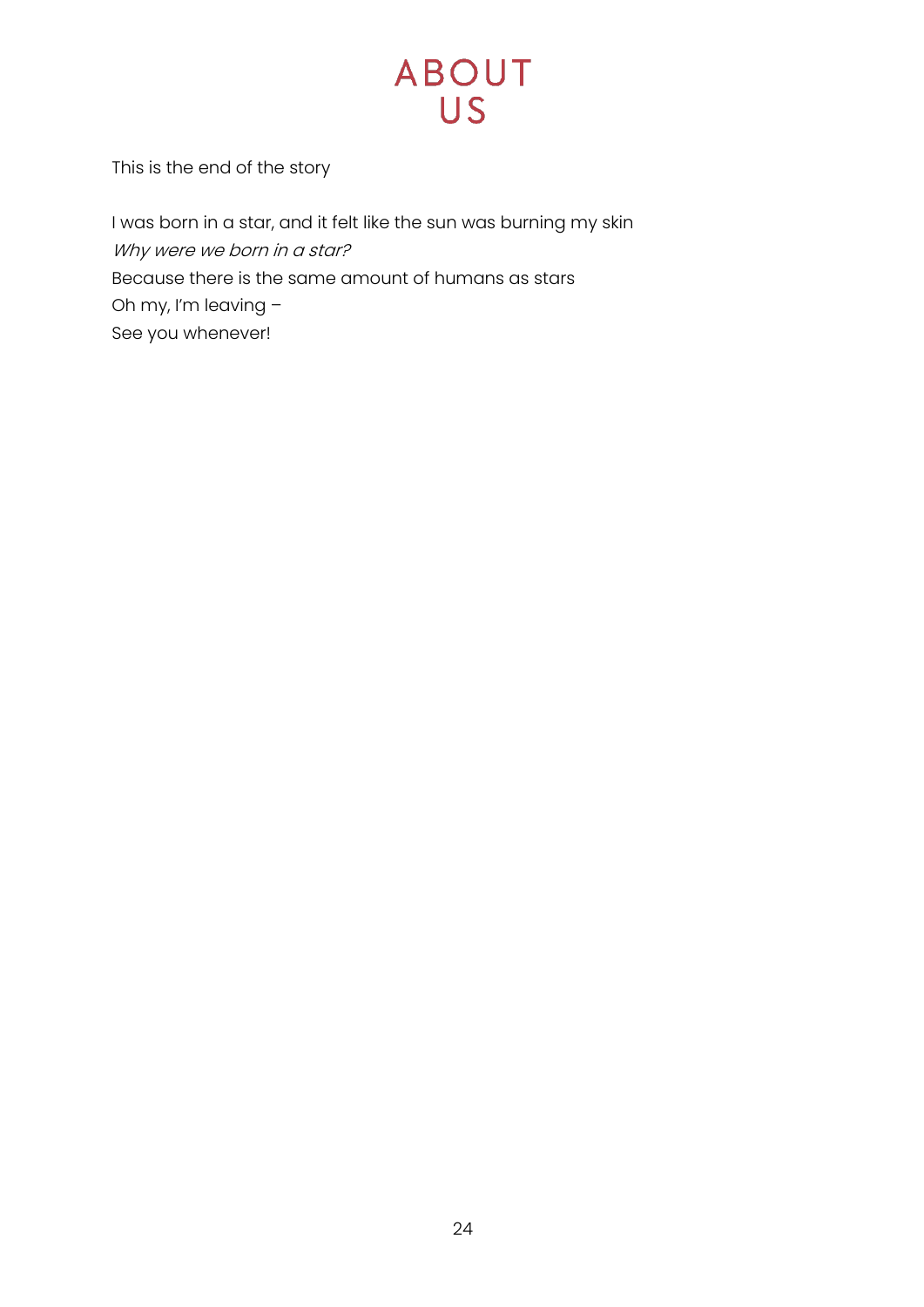# ABOUT US

This is the end of the story

I was born in a star, and it felt like the sun was burning my skin  
*Why were we born in a star?*  
Because there is the same amount of humans as stars  
Oh my, I'm leaving –  
See you whenever!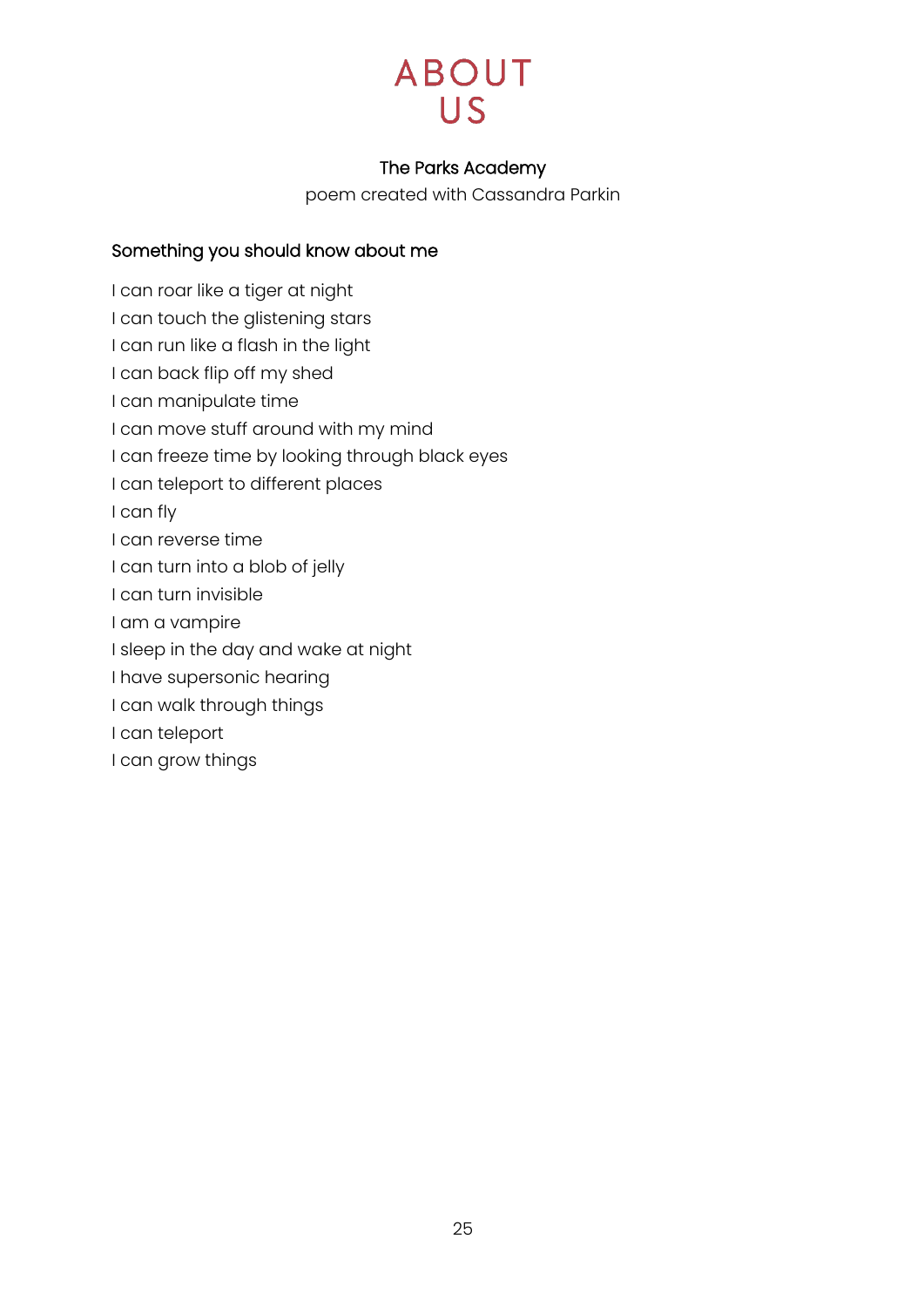# ABOUT US

The Parks Academy

poem created with Cassandra Parkin

## Something you should know about me

I can roar like a tiger at night  
I can touch the glistening stars  
I can run like a flash in the light  
I can back flip off my shed  
I can manipulate time  
I can move stuff around with my mind  
I can freeze time by looking through black eyes  
I can teleport to different places  
I can fly  
I can reverse time  
I can turn into a blob of jelly  
I can turn invisible  
I am a vampire  
I sleep in the day and wake at night  
I have supersonic hearing  
I can walk through things  
I can teleport  
I can grow things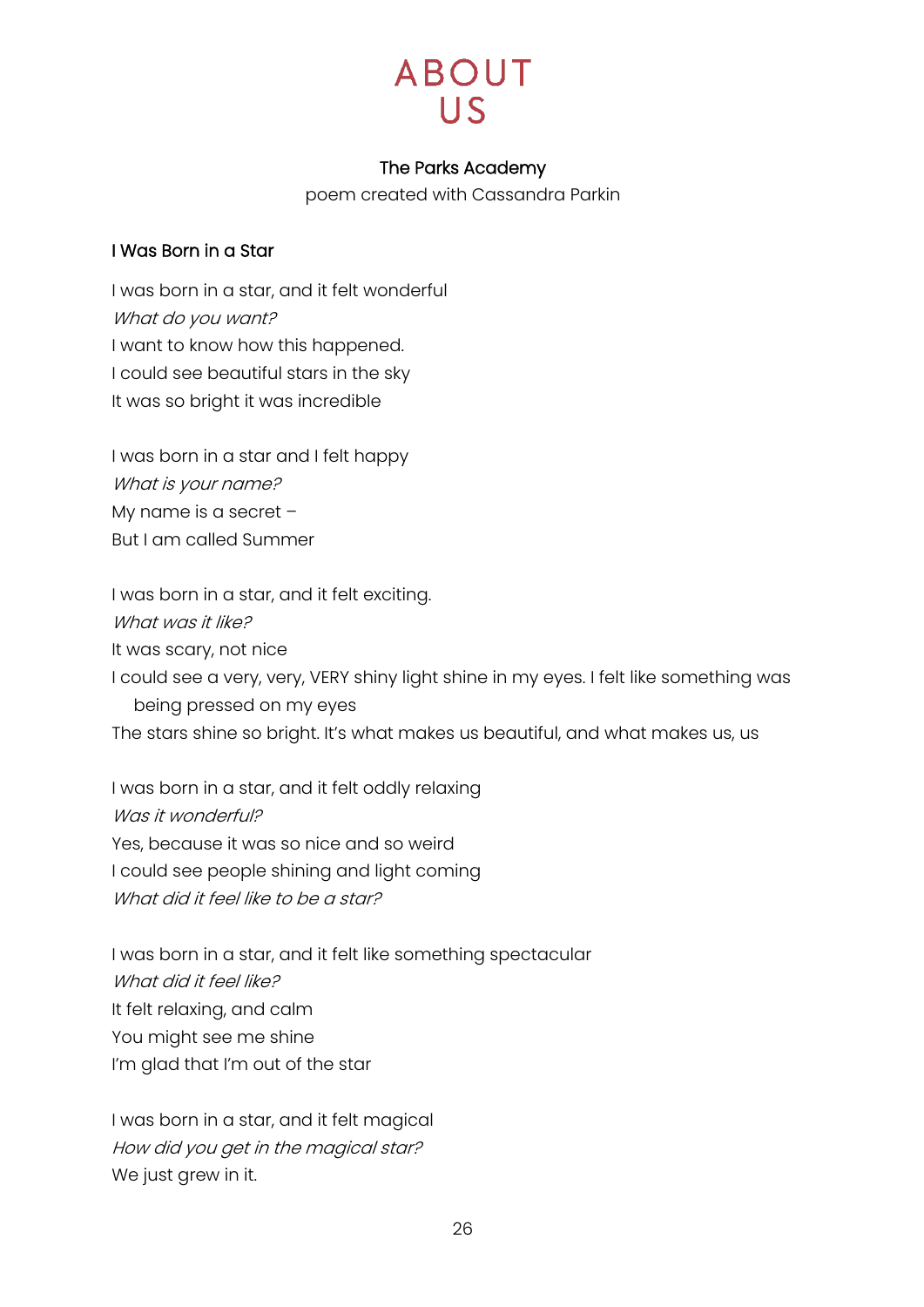# ABOUT US

**The Parks Academy**

poem created with Cassandra Parkin

### I Was Born in a Star

I was born in a star, and it felt wonderful
*What do you want?*
I want to know how this happened.
I could see beautiful stars in the sky
It was so bright it was incredible

I was born in a star and I felt happy
*What is your name?*
My name is a secret –
But I am called Summer

I was born in a star, and it felt exciting.
*What was it like?*
It was scary, not nice
I could see a very, very, VERY shiny light shine in my eyes. I felt like something was being pressed on my eyes
The stars shine so bright. It's what makes us beautiful, and what makes us, us

I was born in a star, and it felt oddly relaxing
*Was it wonderful?*
Yes, because it was so nice and so weird
I could see people shining and light coming
*What did it feel like to be a star?*

I was born in a star, and it felt like something spectacular
*What did it feel like?*
It felt relaxing, and calm
You might see me shine
I'm glad that I'm out of the star

I was born in a star, and it felt magical
*How did you get in the magical star?*
We just grew in it.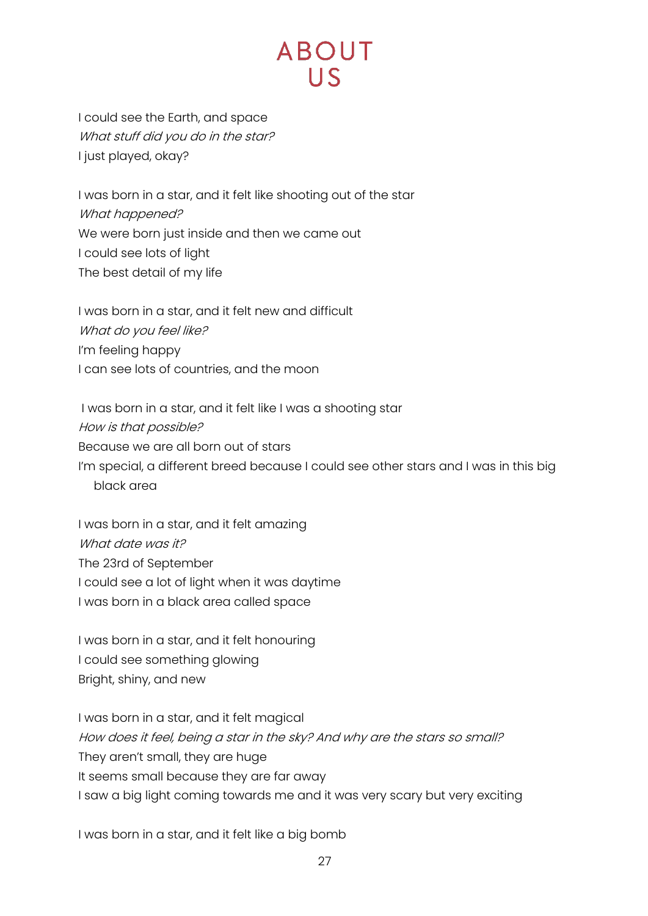# ABOUT US

I could see the Earth, and space
*What stuff did you do in the star?*
I just played, okay?

I was born in a star, and it felt like shooting out of the star
*What happened?*
We were born just inside and then we came out
I could see lots of light
The best detail of my life

I was born in a star, and it felt new and difficult
*What do you feel like?*
I'm feeling happy
I can see lots of countries, and the moon

I was born in a star, and it felt like I was a shooting star
*How is that possible?*
Because we are all born out of stars
I'm special, a different breed because I could see other stars and I was in this big black area

I was born in a star, and it felt amazing
*What date was it?*
The 23rd of September
I could see a lot of light when it was daytime
I was born in a black area called space

I was born in a star, and it felt honouring
I could see something glowing
Bright, shiny, and new

I was born in a star, and it felt magical
*How does it feel, being a star in the sky? And why are the stars so small?*
They aren't small, they are huge
It seems small because they are far away
I saw a big light coming towards me and it was very scary but very exciting

I was born in a star, and it felt like a big bomb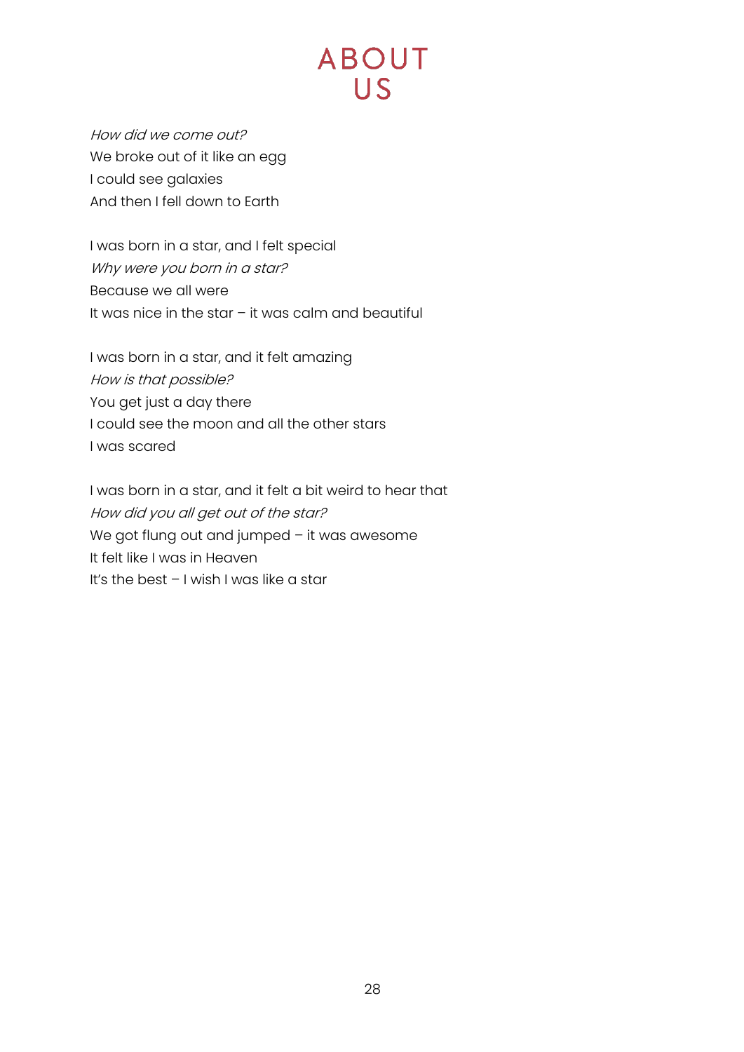# ABOUT US

*How did we come out?*
We broke out of it like an egg
I could see galaxies
And then I fell down to Earth

I was born in a star, and I felt special
*Why were you born in a star?*
Because we all were
It was nice in the star – it was calm and beautiful

I was born in a star, and it felt amazing
*How is that possible?*
You get just a day there
I could see the moon and all the other stars
I was scared

I was born in a star, and it felt a bit weird to hear that
*How did you all get out of the star?*
We got flung out and jumped – it was awesome
It felt like I was in Heaven
It's the best – I wish I was like a star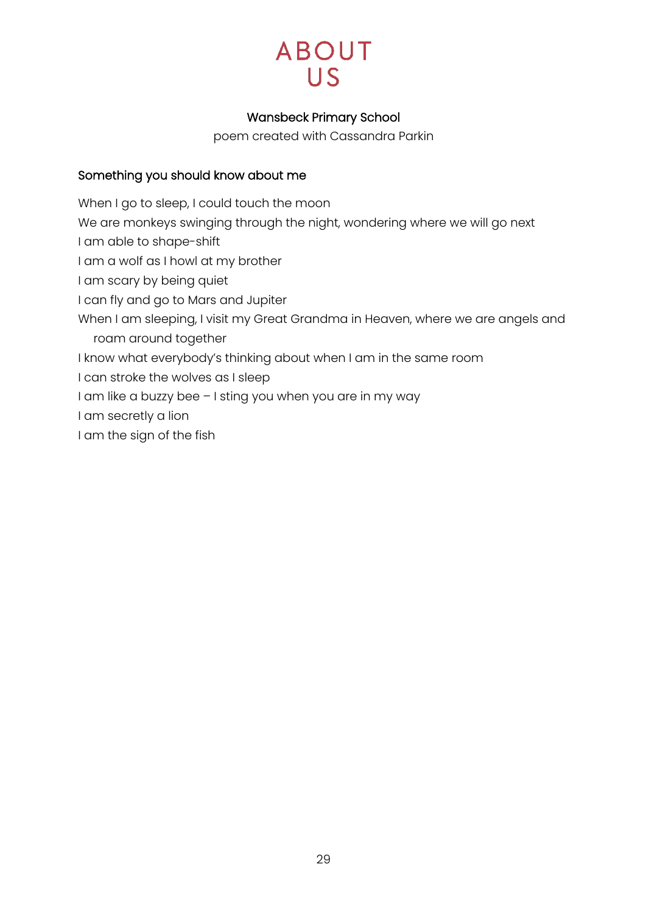# ABOUT US

### Wansbeck Primary School

poem created with Cassandra Parkin

### Something you should know about me

When I go to sleep, I could touch the moon  
We are monkeys swinging through the night, wondering where we will go next  
I am able to shape-shift  
I am a wolf as I howl at my brother  
I am scary by being quiet  
I can fly and go to Mars and Jupiter  
When I am sleeping, I visit my Great Grandma in Heaven, where we are angels and roam around together  
I know what everybody's thinking about when I am in the same room  
I can stroke the wolves as I sleep  
I am like a buzzy bee – I sting you when you are in my way  
I am secretly a lion  
I am the sign of the fish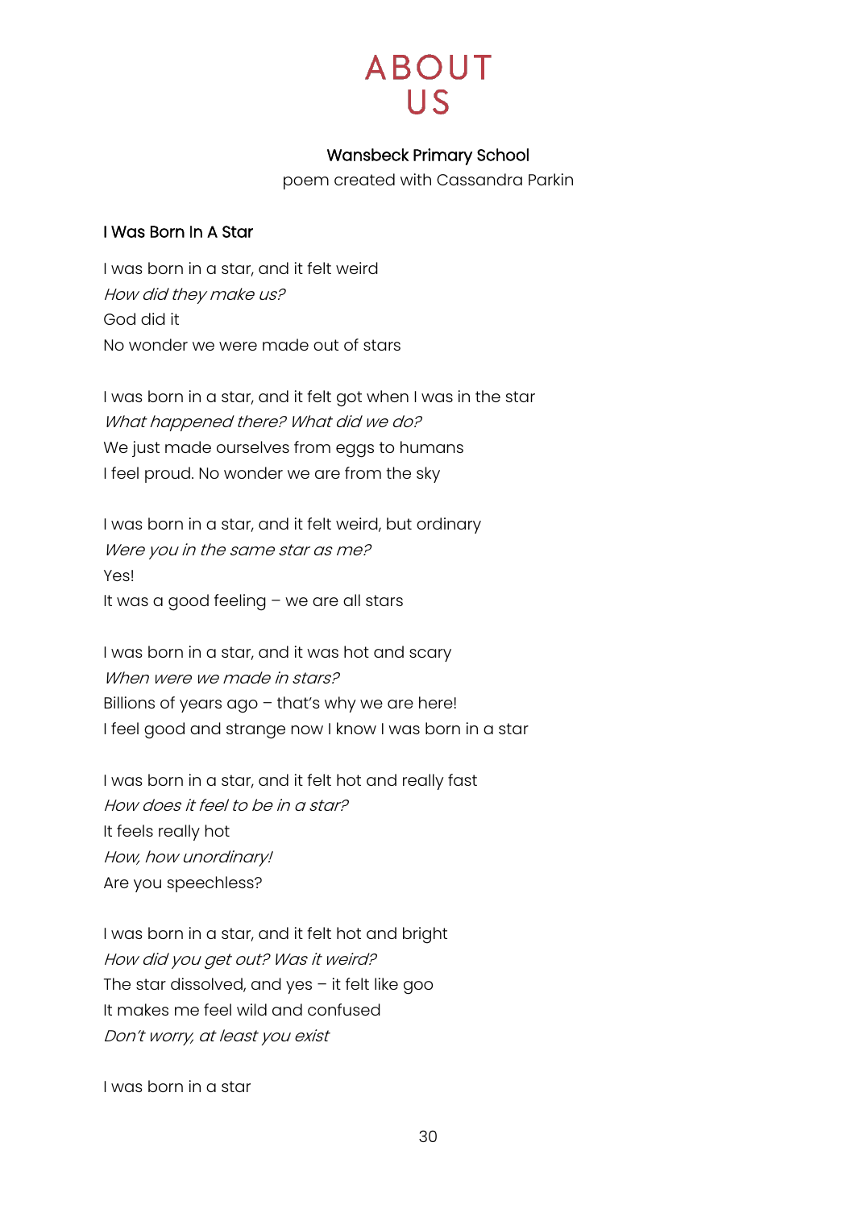# ABOUT US

**Wansbeck Primary School**

poem created with Cassandra Parkin

### I Was Born In A Star

I was born in a star, and it felt weird  
*How did they make us?*  
God did it  
No wonder we were made out of stars

I was born in a star, and it felt got when I was in the star  
*What happened there? What did we do?*  
We just made ourselves from eggs to humans  
I feel proud. No wonder we are from the sky

I was born in a star, and it felt weird, but ordinary  
*Were you in the same star as me?*  
Yes!  
It was a good feeling – we are all stars

I was born in a star, and it was hot and scary  
*When were we made in stars?*  
Billions of years ago – that's why we are here!  
I feel good and strange now I know I was born in a star

I was born in a star, and it felt hot and really fast  
*How does it feel to be in a star?*  
It feels really hot  
*How, how unordinary!*  
Are you speechless?

I was born in a star, and it felt hot and bright  
*How did you get out? Was it weird?*  
The star dissolved, and yes – it felt like goo  
It makes me feel wild and confused  
*Don't worry, at least you exist*

I was born in a star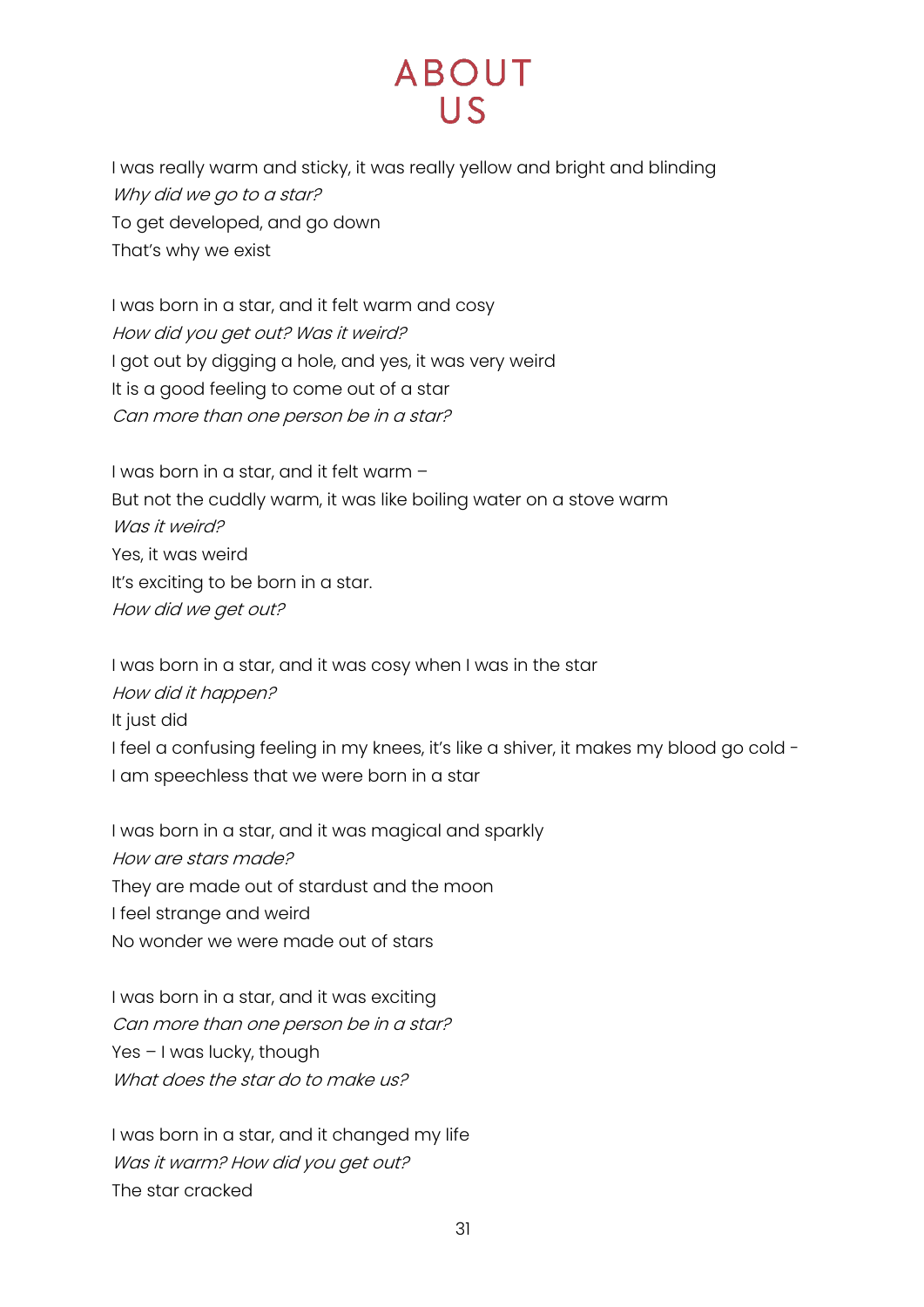# ABOUT US

I was really warm and sticky, it was really yellow and bright and blinding
*Why did we go to a star?*
To get developed, and go down
That's why we exist

I was born in a star, and it felt warm and cosy
*How did you get out? Was it weird?*
I got out by digging a hole, and yes, it was very weird
It is a good feeling to come out of a star
*Can more than one person be in a star?*

I was born in a star, and it felt warm –
But not the cuddly warm, it was like boiling water on a stove warm
*Was it weird?*
Yes, it was weird
It's exciting to be born in a star.
*How did we get out?*

I was born in a star, and it was cosy when I was in the star
*How did it happen?*
It just did
I feel a confusing feeling in my knees, it's like a shiver, it makes my blood go cold -
I am speechless that we were born in a star

I was born in a star, and it was magical and sparkly
*How are stars made?*
They are made out of stardust and the moon
I feel strange and weird
No wonder we were made out of stars

I was born in a star, and it was exciting
*Can more than one person be in a star?*
Yes – I was lucky, though
*What does the star do to make us?*

I was born in a star, and it changed my life
*Was it warm? How did you get out?*
The star cracked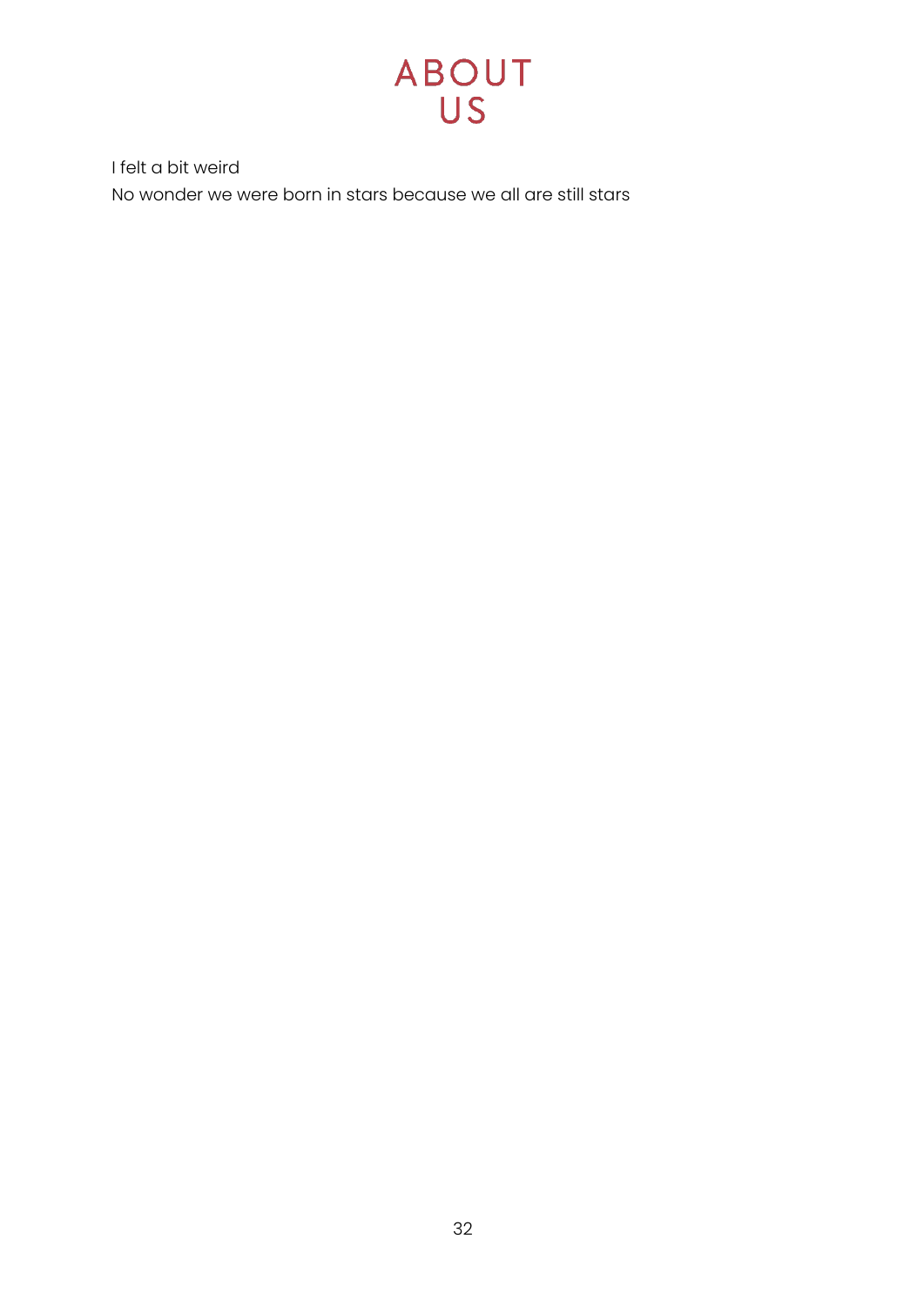# ABOUT US

I felt a bit weird

No wonder we were born in stars because we all are still stars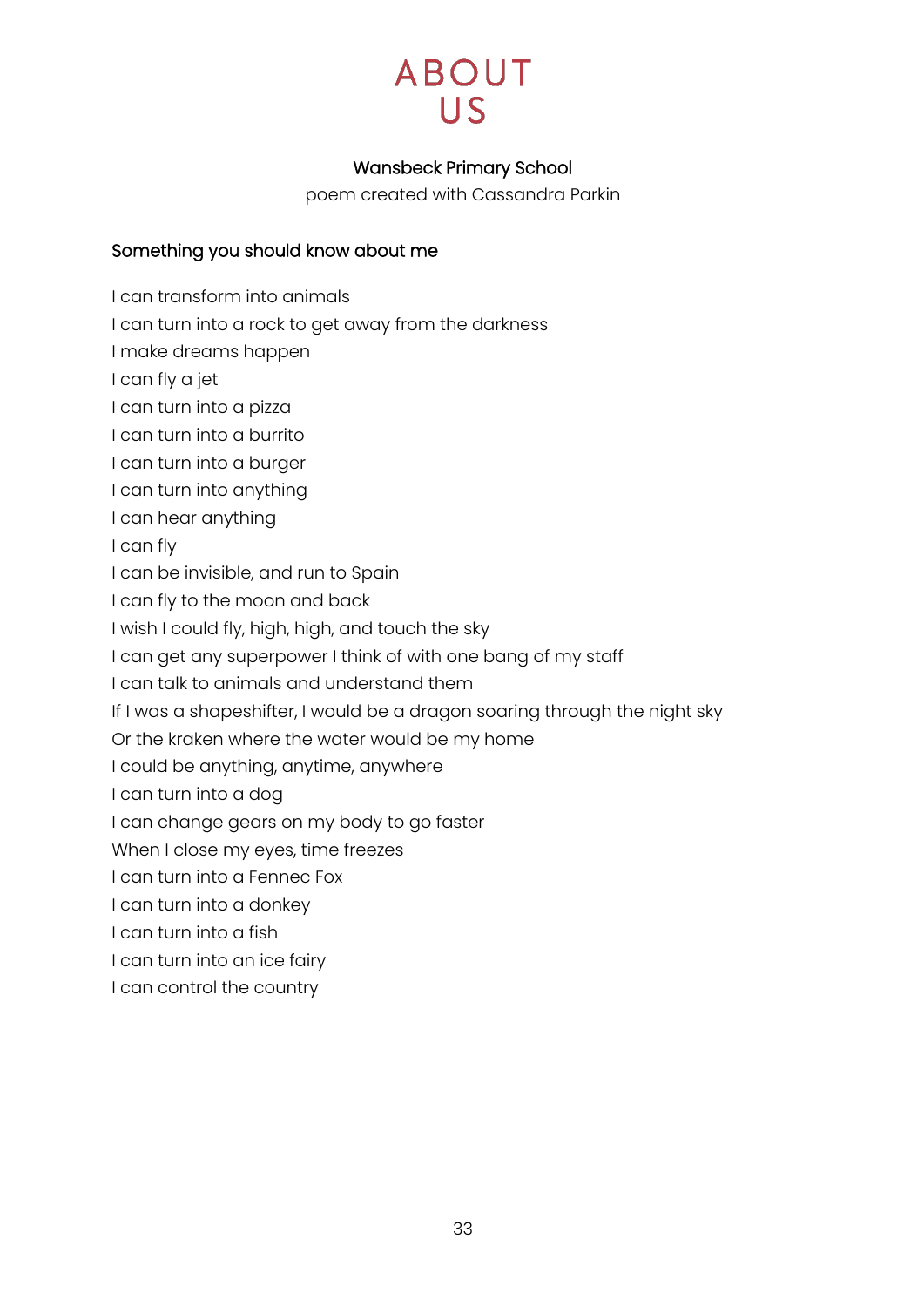# ABOUT US

**Wansbeck Primary School**

poem created with Cassandra Parkin

### Something you should know about me

I can transform into animals  
I can turn into a rock to get away from the darkness  
I make dreams happen  
I can fly a jet  
I can turn into a pizza  
I can turn into a burrito  
I can turn into a burger  
I can turn into anything  
I can hear anything  
I can fly  
I can be invisible, and run to Spain  
I can fly to the moon and back  
I wish I could fly, high, high, and touch the sky  
I can get any superpower I think of with one bang of my staff  
I can talk to animals and understand them  
If I was a shapeshifter, I would be a dragon soaring through the night sky  
Or the kraken where the water would be my home  
I could be anything, anytime, anywhere  
I can turn into a dog  
I can change gears on my body to go faster  
When I close my eyes, time freezes  
I can turn into a Fennec Fox  
I can turn into a donkey  
I can turn into a fish  
I can turn into an ice fairy  
I can control the country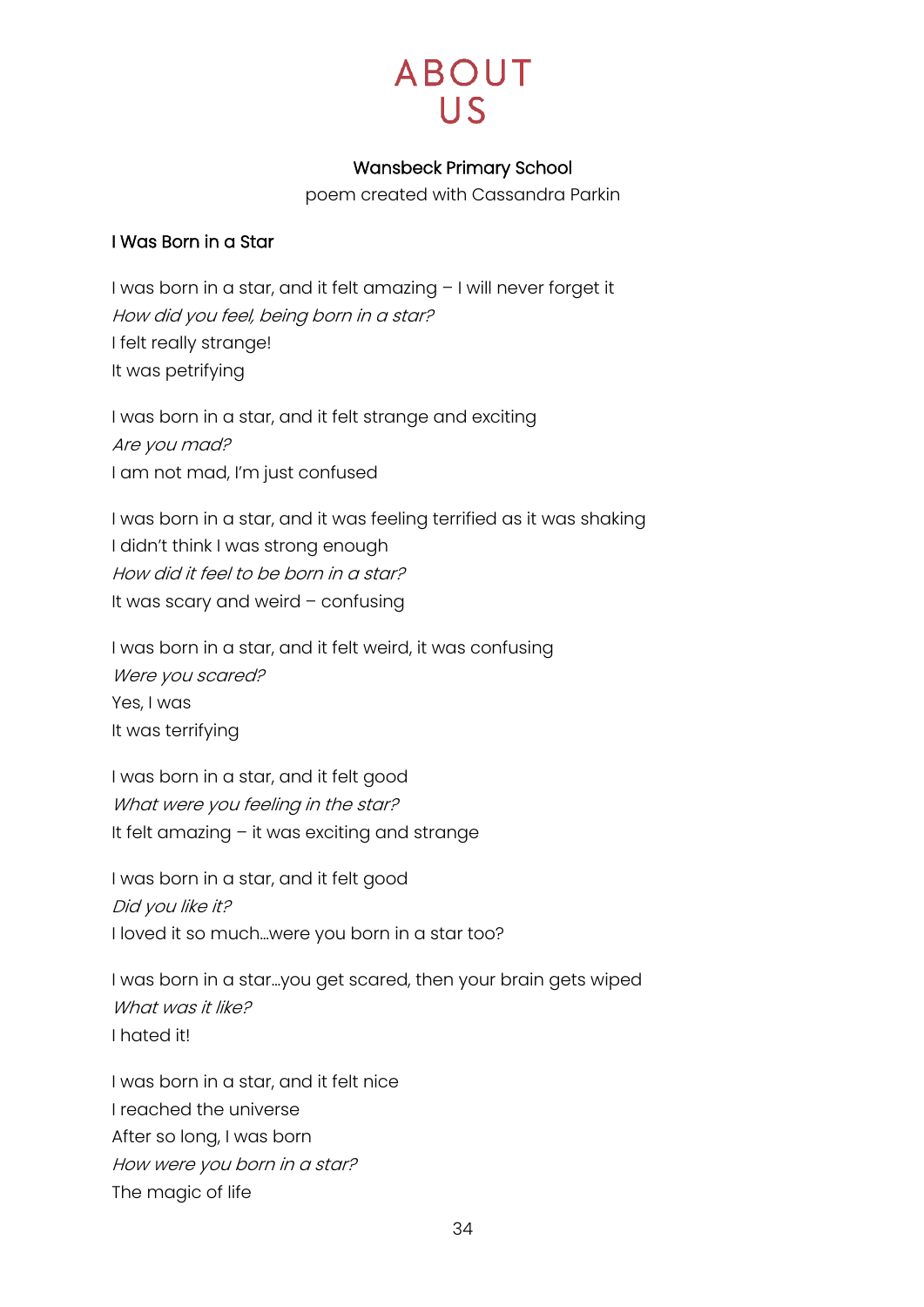# ABOUT US

**Wansbeck Primary School**

poem created with Cassandra Parkin

**I Was Born in a Star**

I was born in a star, and it felt amazing – I will never forget it
*How did you feel, being born in a star?*
I felt really strange!
It was petrifying

I was born in a star, and it felt strange and exciting
*Are you mad?*
I am not mad, I'm just confused

I was born in a star, and it was feeling terrified as it was shaking
I didn't think I was strong enough
*How did it feel to be born in a star?*
It was scary and weird – confusing

I was born in a star, and it felt weird, it was confusing
*Were you scared?*
Yes, I was
It was terrifying

I was born in a star, and it felt good
*What were you feeling in the star?*
It felt amazing – it was exciting and strange

I was born in a star, and it felt good
*Did you like it?*
I loved it so much...were you born in a star too?

I was born in a star...you get scared, then your brain gets wiped
*What was it like?*
I hated it!

I was born in a star, and it felt nice
I reached the universe
After so long, I was born
*How were you born in a star?*
The magic of life